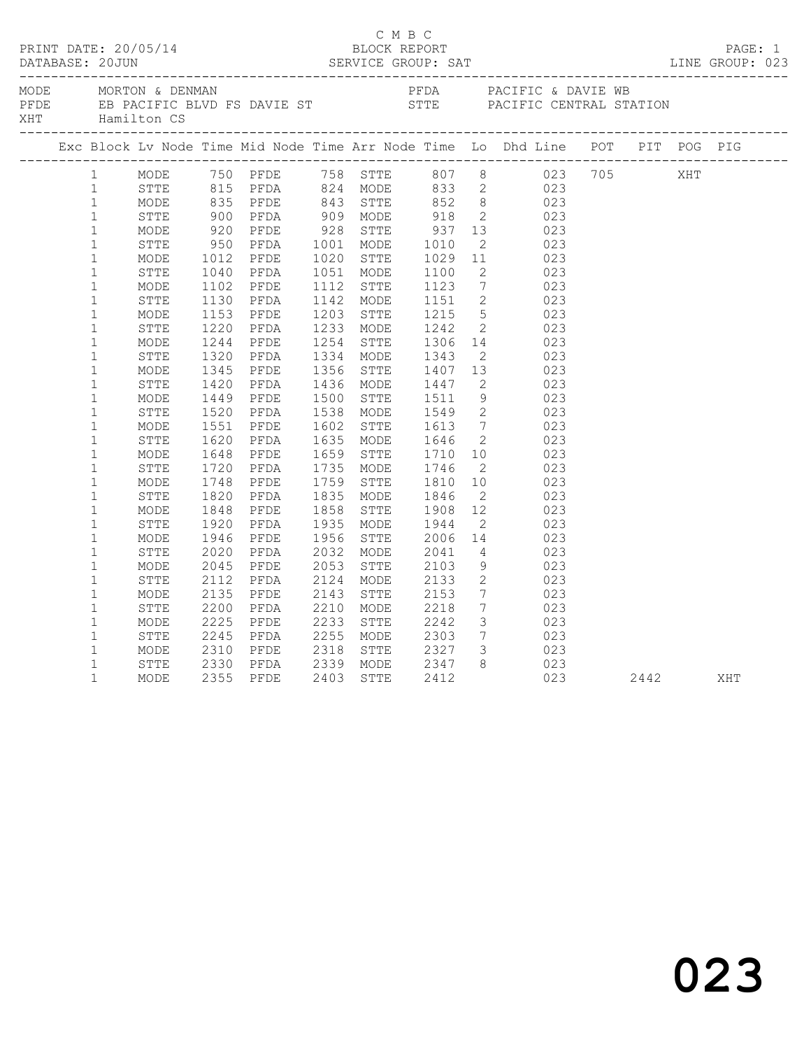C M B C

PRINT DATE: 20/05/14 BLOCK REPORT
DATABASE: 20JUN SERVICE GROUP: SAT LINE GROUP: 023

| | | | |
|---|---|---|---|
| MODE | MORTON & DENMAN | PFDA | PACIFIC & DAVIE WB |
| PFDE | EB PACIFIC BLVD FS DAVIE ST | STTE | PACIFIC CENTRAL STATION |
| XHT | Hamilton CS | | |

| Exc | Block | Lv Node | Time | Mid Node | Time | Arr Node | Time | Lo | Dhd Line | POT | PIT | POG | PIG |
|---|---|---|---|---|---|---|---|---|---|---|---|---|---|
| | 1 | MODE | 750 | PFDE | 758 | STTE | 807 | 8 | 023 | 705 | | XHT | |
| | 1 | STTE | 815 | PFDA | 824 | MODE | 833 | 2 | 023 | | | | |
| | 1 | MODE | 835 | PFDE | 843 | STTE | 852 | 8 | 023 | | | | |
| | 1 | STTE | 900 | PFDA | 909 | MODE | 918 | 2 | 023 | | | | |
| | 1 | MODE | 920 | PFDE | 928 | STTE | 937 | 13 | 023 | | | | |
| | 1 | STTE | 950 | PFDA | 1001 | MODE | 1010 | 2 | 023 | | | | |
| | 1 | MODE | 1012 | PFDE | 1020 | STTE | 1029 | 11 | 023 | | | | |
| | 1 | STTE | 1040 | PFDA | 1051 | MODE | 1100 | 2 | 023 | | | | |
| | 1 | MODE | 1102 | PFDE | 1112 | STTE | 1123 | 7 | 023 | | | | |
| | 1 | STTE | 1130 | PFDA | 1142 | MODE | 1151 | 2 | 023 | | | | |
| | 1 | MODE | 1153 | PFDE | 1203 | STTE | 1215 | 5 | 023 | | | | |
| | 1 | STTE | 1220 | PFDA | 1233 | MODE | 1242 | 2 | 023 | | | | |
| | 1 | MODE | 1244 | PFDE | 1254 | STTE | 1306 | 14 | 023 | | | | |
| | 1 | STTE | 1320 | PFDA | 1334 | MODE | 1343 | 2 | 023 | | | | |
| | 1 | MODE | 1345 | PFDE | 1356 | STTE | 1407 | 13 | 023 | | | | |
| | 1 | STTE | 1420 | PFDA | 1436 | MODE | 1447 | 2 | 023 | | | | |
| | 1 | MODE | 1449 | PFDE | 1500 | STTE | 1511 | 9 | 023 | | | | |
| | 1 | STTE | 1520 | PFDA | 1538 | MODE | 1549 | 2 | 023 | | | | |
| | 1 | MODE | 1551 | PFDE | 1602 | STTE | 1613 | 7 | 023 | | | | |
| | 1 | STTE | 1620 | PFDA | 1635 | MODE | 1646 | 2 | 023 | | | | |
| | 1 | MODE | 1648 | PFDE | 1659 | STTE | 1710 | 10 | 023 | | | | |
| | 1 | STTE | 1720 | PFDA | 1735 | MODE | 1746 | 2 | 023 | | | | |
| | 1 | MODE | 1748 | PFDE | 1759 | STTE | 1810 | 10 | 023 | | | | |
| | 1 | STTE | 1820 | PFDA | 1835 | MODE | 1846 | 2 | 023 | | | | |
| | 1 | MODE | 1848 | PFDE | 1858 | STTE | 1908 | 12 | 023 | | | | |
| | 1 | STTE | 1920 | PFDA | 1935 | MODE | 1944 | 2 | 023 | | | | |
| | 1 | MODE | 1946 | PFDE | 1956 | STTE | 2006 | 14 | 023 | | | | |
| | 1 | STTE | 2020 | PFDA | 2032 | MODE | 2041 | 4 | 023 | | | | |
| | 1 | MODE | 2045 | PFDE | 2053 | STTE | 2103 | 9 | 023 | | | | |
| | 1 | STTE | 2112 | PFDA | 2124 | MODE | 2133 | 2 | 023 | | | | |
| | 1 | MODE | 2135 | PFDE | 2143 | STTE | 2153 | 7 | 023 | | | | |
| | 1 | STTE | 2200 | PFDA | 2210 | MODE | 2218 | 7 | 023 | | | | |
| | 1 | MODE | 2225 | PFDE | 2233 | STTE | 2242 | 3 | 023 | | | | |
| | 1 | STTE | 2245 | PFDA | 2255 | MODE | 2303 | 7 | 023 | | | | |
| | 1 | MODE | 2310 | PFDE | 2318 | STTE | 2327 | 3 | 023 | | | | |
| | 1 | STTE | 2330 | PFDA | 2339 | MODE | 2347 | 8 | 023 | | | | |
| | 1 | MODE | 2355 | PFDE | 2403 | STTE | 2412 | | 023 | | 2442 | | XHT |

023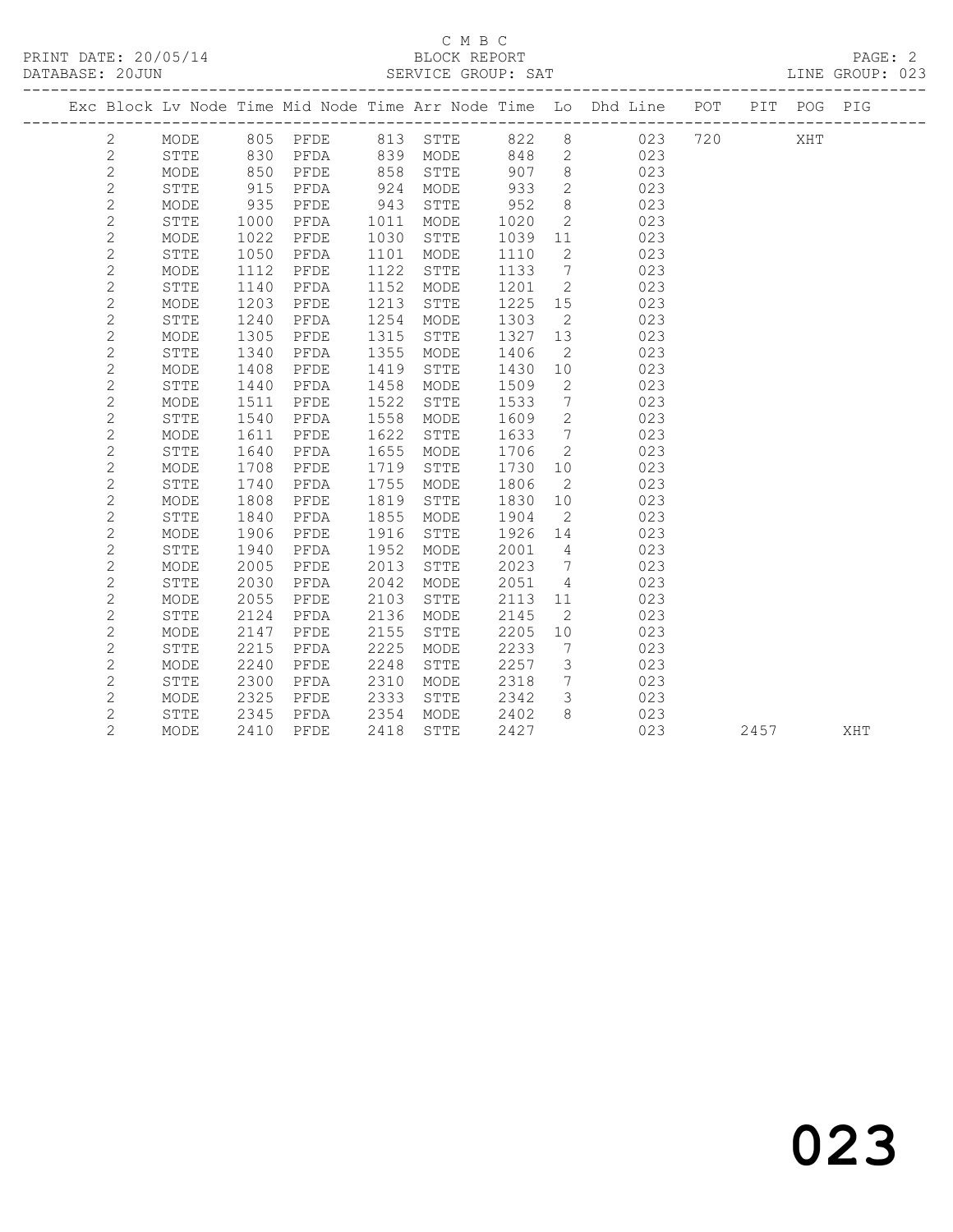C M B C

BLOCK REPORT

PRINT DATE: 20/05/14

DATABASE: 20JUN

SERVICE GROUP: SAT

LINE GROUP: 023

| Exc | Block | Lv | Node | Time | Mid Node | Time | Arr Node | Time | Lo | Dhd Line | POT | PIT | POG | PIG |
|---|---|---|---|---|---|---|---|---|---|---|---|---|---|---|
| | 2 | | MODE | 805 | PFDE | 813 | STTE | 822 | 8 | 023 | 720 | | XHT | |
| | 2 | | STTE | 830 | PFDA | 839 | MODE | 848 | 2 | 023 | | | | |
| | 2 | | MODE | 850 | PFDE | 858 | STTE | 907 | 8 | 023 | | | | |
| | 2 | | STTE | 915 | PFDA | 924 | MODE | 933 | 2 | 023 | | | | |
| | 2 | | MODE | 935 | PFDE | 943 | STTE | 952 | 8 | 023 | | | | |
| | 2 | | STTE | 1000 | PFDA | 1011 | MODE | 1020 | 2 | 023 | | | | |
| | 2 | | MODE | 1022 | PFDE | 1030 | STTE | 1039 | 11 | 023 | | | | |
| | 2 | | STTE | 1050 | PFDA | 1101 | MODE | 1110 | 2 | 023 | | | | |
| | 2 | | MODE | 1112 | PFDE | 1122 | STTE | 1133 | 7 | 023 | | | | |
| | 2 | | STTE | 1140 | PFDA | 1152 | MODE | 1201 | 2 | 023 | | | | |
| | 2 | | MODE | 1203 | PFDE | 1213 | STTE | 1225 | 15 | 023 | | | | |
| | 2 | | STTE | 1240 | PFDA | 1254 | MODE | 1303 | 2 | 023 | | | | |
| | 2 | | MODE | 1305 | PFDE | 1315 | STTE | 1327 | 13 | 023 | | | | |
| | 2 | | STTE | 1340 | PFDA | 1355 | MODE | 1406 | 2 | 023 | | | | |
| | 2 | | MODE | 1408 | PFDE | 1419 | STTE | 1430 | 10 | 023 | | | | |
| | 2 | | STTE | 1440 | PFDA | 1458 | MODE | 1509 | 2 | 023 | | | | |
| | 2 | | MODE | 1511 | PFDE | 1522 | STTE | 1533 | 7 | 023 | | | | |
| | 2 | | STTE | 1540 | PFDA | 1558 | MODE | 1609 | 2 | 023 | | | | |
| | 2 | | MODE | 1611 | PFDE | 1622 | STTE | 1633 | 7 | 023 | | | | |
| | 2 | | STTE | 1640 | PFDA | 1655 | MODE | 1706 | 2 | 023 | | | | |
| | 2 | | MODE | 1708 | PFDE | 1719 | STTE | 1730 | 10 | 023 | | | | |
| | 2 | | STTE | 1740 | PFDA | 1755 | MODE | 1806 | 2 | 023 | | | | |
| | 2 | | MODE | 1808 | PFDE | 1819 | STTE | 1830 | 10 | 023 | | | | |
| | 2 | | STTE | 1840 | PFDA | 1855 | MODE | 1904 | 2 | 023 | | | | |
| | 2 | | MODE | 1906 | PFDE | 1916 | STTE | 1926 | 14 | 023 | | | | |
| | 2 | | STTE | 1940 | PFDA | 1952 | MODE | 2001 | 4 | 023 | | | | |
| | 2 | | MODE | 2005 | PFDE | 2013 | STTE | 2023 | 7 | 023 | | | | |
| | 2 | | STTE | 2030 | PFDA | 2042 | MODE | 2051 | 4 | 023 | | | | |
| | 2 | | MODE | 2055 | PFDE | 2103 | STTE | 2113 | 11 | 023 | | | | |
| | 2 | | STTE | 2124 | PFDA | 2136 | MODE | 2145 | 2 | 023 | | | | |
| | 2 | | MODE | 2147 | PFDE | 2155 | STTE | 2205 | 10 | 023 | | | | |
| | 2 | | STTE | 2215 | PFDA | 2225 | MODE | 2233 | 7 | 023 | | | | |
| | 2 | | MODE | 2240 | PFDE | 2248 | STTE | 2257 | 3 | 023 | | | | |
| | 2 | | STTE | 2300 | PFDA | 2310 | MODE | 2318 | 7 | 023 | | | | |
| | 2 | | MODE | 2325 | PFDE | 2333 | STTE | 2342 | 3 | 023 | | | | |
| | 2 | | STTE | 2345 | PFDA | 2354 | MODE | 2402 | 8 | 023 | | | | |
| | 2 | | MODE | 2410 | PFDE | 2418 | STTE | 2427 | | 023 | | 2457 | | XHT |

# 023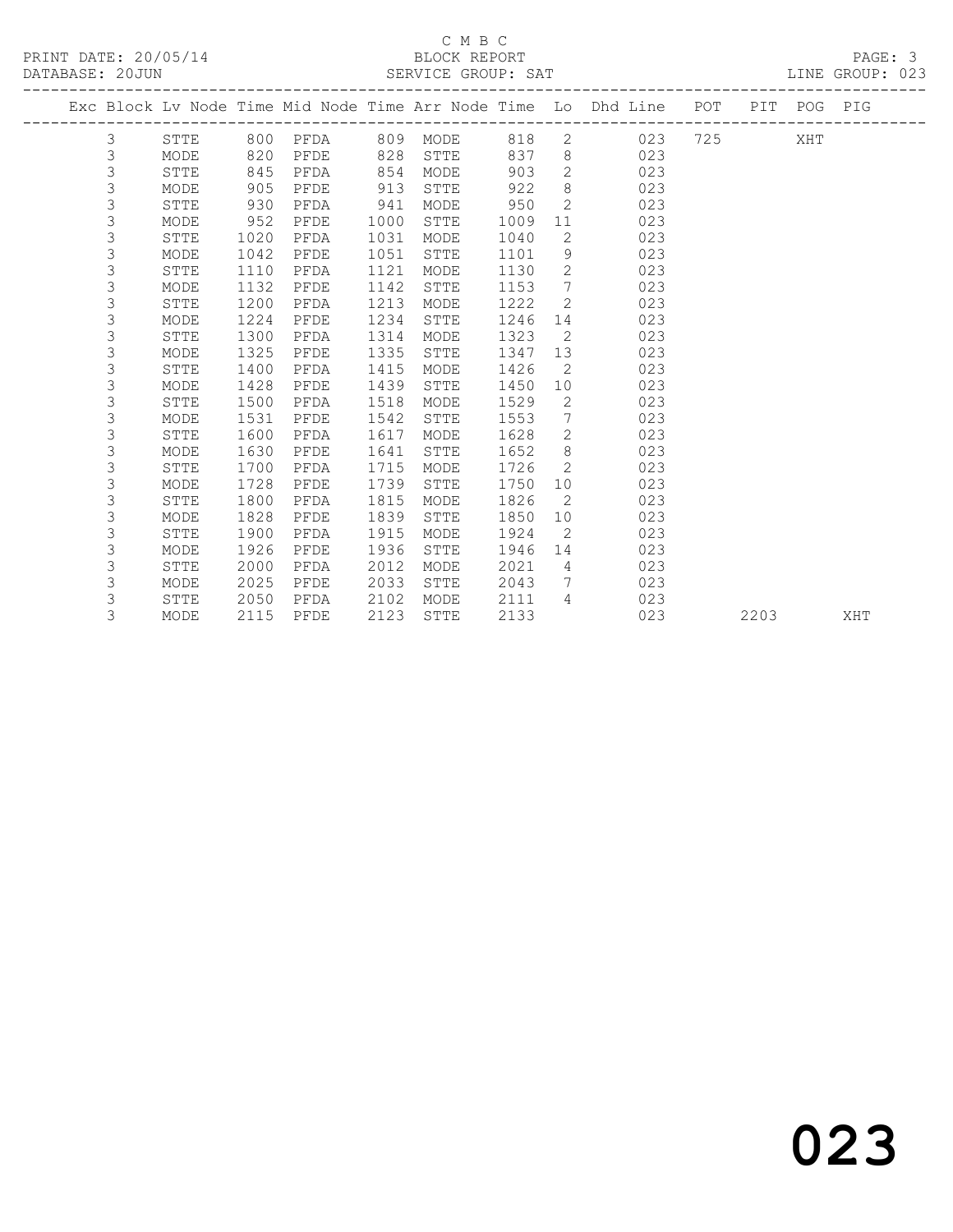C M B C

PRINT DATE: 20/05/14 BLOCK REPORT

DATABASE: 20JUN SERVICE GROUP: SAT LINE GROUP: 023

| Exc | Block | Lv Node | Time | Mid Node | Time | Arr Node | Time | Lo | Dhd Line | POT | PIT | POG | PIG |
|---|---|---|---|---|---|---|---|---|---|---|---|---|---|
| | 3 | STTE | 800 | PFDA | 809 | MODE | 818 | 2 | 023 | 725 | | XHT | |
| | 3 | MODE | 820 | PFDE | 828 | STTE | 837 | 8 | 023 | | | | |
| | 3 | STTE | 845 | PFDA | 854 | MODE | 903 | 2 | 023 | | | | |
| | 3 | MODE | 905 | PFDE | 913 | STTE | 922 | 8 | 023 | | | | |
| | 3 | STTE | 930 | PFDA | 941 | MODE | 950 | 2 | 023 | | | | |
| | 3 | MODE | 952 | PFDE | 1000 | STTE | 1009 | 11 | 023 | | | | |
| | 3 | STTE | 1020 | PFDA | 1031 | MODE | 1040 | 2 | 023 | | | | |
| | 3 | MODE | 1042 | PFDE | 1051 | STTE | 1101 | 9 | 023 | | | | |
| | 3 | STTE | 1110 | PFDA | 1121 | MODE | 1130 | 2 | 023 | | | | |
| | 3 | MODE | 1132 | PFDE | 1142 | STTE | 1153 | 7 | 023 | | | | |
| | 3 | STTE | 1200 | PFDA | 1213 | MODE | 1222 | 2 | 023 | | | | |
| | 3 | MODE | 1224 | PFDE | 1234 | STTE | 1246 | 14 | 023 | | | | |
| | 3 | STTE | 1300 | PFDA | 1314 | MODE | 1323 | 2 | 023 | | | | |
| | 3 | MODE | 1325 | PFDE | 1335 | STTE | 1347 | 13 | 023 | | | | |
| | 3 | STTE | 1400 | PFDA | 1415 | MODE | 1426 | 2 | 023 | | | | |
| | 3 | MODE | 1428 | PFDE | 1439 | STTE | 1450 | 10 | 023 | | | | |
| | 3 | STTE | 1500 | PFDA | 1518 | MODE | 1529 | 2 | 023 | | | | |
| | 3 | MODE | 1531 | PFDE | 1542 | STTE | 1553 | 7 | 023 | | | | |
| | 3 | STTE | 1600 | PFDA | 1617 | MODE | 1628 | 2 | 023 | | | | |
| | 3 | MODE | 1630 | PFDE | 1641 | STTE | 1652 | 8 | 023 | | | | |
| | 3 | STTE | 1700 | PFDA | 1715 | MODE | 1726 | 2 | 023 | | | | |
| | 3 | MODE | 1728 | PFDE | 1739 | STTE | 1750 | 10 | 023 | | | | |
| | 3 | STTE | 1800 | PFDA | 1815 | MODE | 1826 | 2 | 023 | | | | |
| | 3 | MODE | 1828 | PFDE | 1839 | STTE | 1850 | 10 | 023 | | | | |
| | 3 | STTE | 1900 | PFDA | 1915 | MODE | 1924 | 2 | 023 | | | | |
| | 3 | MODE | 1926 | PFDE | 1936 | STTE | 1946 | 14 | 023 | | | | |
| | 3 | STTE | 2000 | PFDA | 2012 | MODE | 2021 | 4 | 023 | | | | |
| | 3 | MODE | 2025 | PFDE | 2033 | STTE | 2043 | 7 | 023 | | | | |
| | 3 | STTE | 2050 | PFDA | 2102 | MODE | 2111 | 4 | 023 | | | | |
| | 3 | MODE | 2115 | PFDE | 2123 | STTE | 2133 | | 023 | | 2203 | | XHT |

023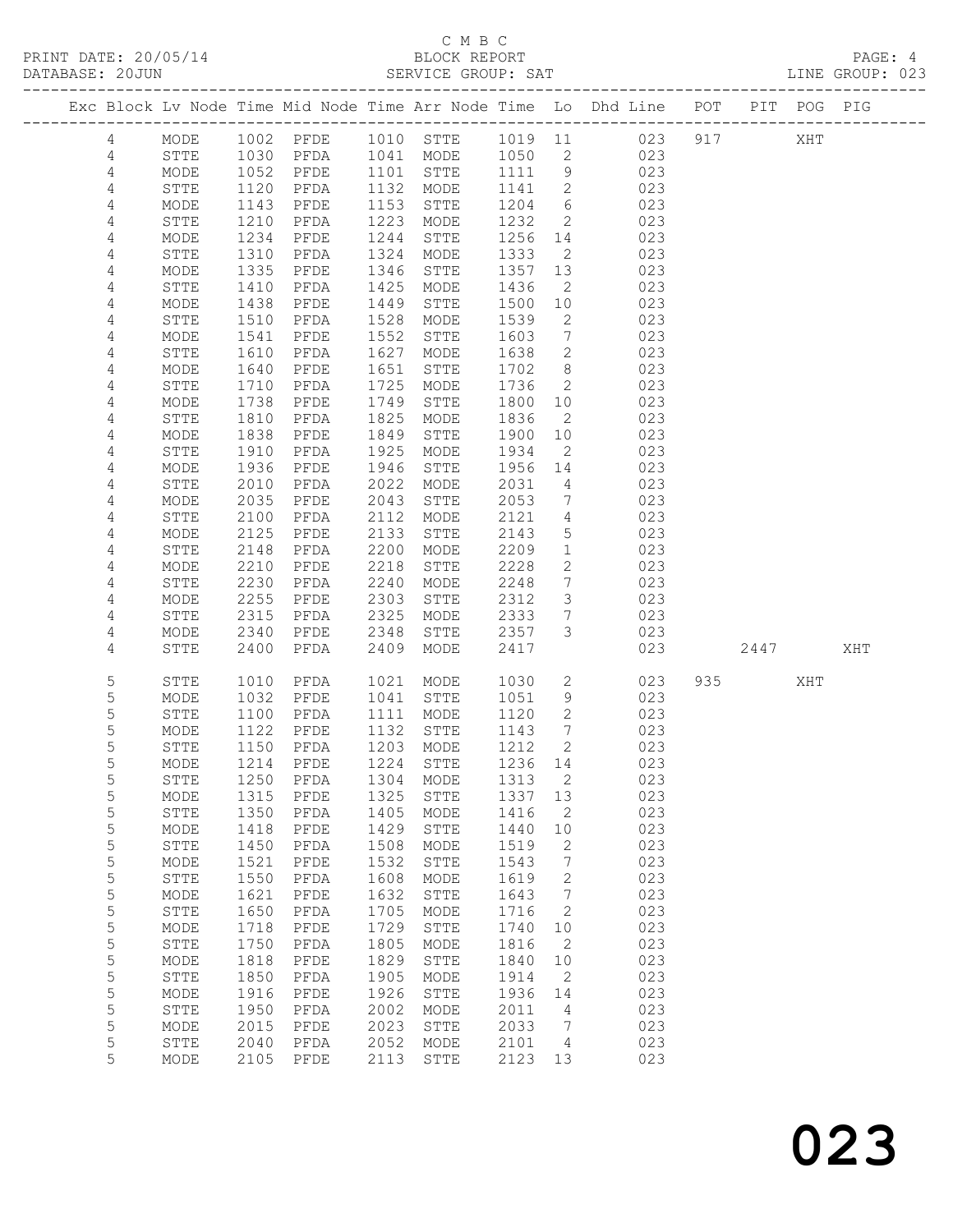C M B C

PRINT DATE: 20/05/14 BLOCK REPORT

DATABASE: 20JUN SERVICE GROUP: SAT LINE GROUP: 023

| Exc | Block | Lv | Node | Time | Mid Node | Time | Arr Node | Time | Lo | Dhd Line | POT | PIT | POG | PIG |
|---|---|---|---|---|---|---|---|---|---|---|---|---|---|---|
| | 4 | | MODE | 1002 | PFDE | 1010 | STTE | 1019 | 11 | 023 | 917 | | XHT | |
| | 4 | | STTE | 1030 | PFDA | 1041 | MODE | 1050 | 2 | 023 | | | | |
| | 4 | | MODE | 1052 | PFDE | 1101 | STTE | 1111 | 9 | 023 | | | | |
| | 4 | | STTE | 1120 | PFDA | 1132 | MODE | 1141 | 2 | 023 | | | | |
| | 4 | | MODE | 1143 | PFDE | 1153 | STTE | 1204 | 6 | 023 | | | | |
| | 4 | | STTE | 1210 | PFDA | 1223 | MODE | 1232 | 2 | 023 | | | | |
| | 4 | | MODE | 1234 | PFDE | 1244 | STTE | 1256 | 14 | 023 | | | | |
| | 4 | | STTE | 1310 | PFDA | 1324 | MODE | 1333 | 2 | 023 | | | | |
| | 4 | | MODE | 1335 | PFDE | 1346 | STTE | 1357 | 13 | 023 | | | | |
| | 4 | | STTE | 1410 | PFDA | 1425 | MODE | 1436 | 2 | 023 | | | | |
| | 4 | | MODE | 1438 | PFDE | 1449 | STTE | 1500 | 10 | 023 | | | | |
| | 4 | | STTE | 1510 | PFDA | 1528 | MODE | 1539 | 2 | 023 | | | | |
| | 4 | | MODE | 1541 | PFDE | 1552 | STTE | 1603 | 7 | 023 | | | | |
| | 4 | | STTE | 1610 | PFDA | 1627 | MODE | 1638 | 2 | 023 | | | | |
| | 4 | | MODE | 1640 | PFDE | 1651 | STTE | 1702 | 8 | 023 | | | | |
| | 4 | | STTE | 1710 | PFDA | 1725 | MODE | 1736 | 2 | 023 | | | | |
| | 4 | | MODE | 1738 | PFDE | 1749 | STTE | 1800 | 10 | 023 | | | | |
| | 4 | | STTE | 1810 | PFDA | 1825 | MODE | 1836 | 2 | 023 | | | | |
| | 4 | | MODE | 1838 | PFDE | 1849 | STTE | 1900 | 10 | 023 | | | | |
| | 4 | | STTE | 1910 | PFDA | 1925 | MODE | 1934 | 2 | 023 | | | | |
| | 4 | | MODE | 1936 | PFDE | 1946 | STTE | 1956 | 14 | 023 | | | | |
| | 4 | | STTE | 2010 | PFDA | 2022 | MODE | 2031 | 4 | 023 | | | | |
| | 4 | | MODE | 2035 | PFDE | 2043 | STTE | 2053 | 7 | 023 | | | | |
| | 4 | | STTE | 2100 | PFDA | 2112 | MODE | 2121 | 4 | 023 | | | | |
| | 4 | | MODE | 2125 | PFDE | 2133 | STTE | 2143 | 5 | 023 | | | | |
| | 4 | | STTE | 2148 | PFDA | 2200 | MODE | 2209 | 1 | 023 | | | | |
| | 4 | | MODE | 2210 | PFDE | 2218 | STTE | 2228 | 2 | 023 | | | | |
| | 4 | | STTE | 2230 | PFDA | 2240 | MODE | 2248 | 7 | 023 | | | | |
| | 4 | | MODE | 2255 | PFDE | 2303 | STTE | 2312 | 3 | 023 | | | | |
| | 4 | | STTE | 2315 | PFDA | 2325 | MODE | 2333 | 7 | 023 | | | | |
| | 4 | | MODE | 2340 | PFDE | 2348 | STTE | 2357 | 3 | 023 | | | | |
| | 4 | | STTE | 2400 | PFDA | 2409 | MODE | 2417 | | 023 | | 2447 | | XHT |
| | 5 | | STTE | 1010 | PFDA | 1021 | MODE | 1030 | 2 | 023 | 935 | | XHT | |
| | 5 | | MODE | 1032 | PFDE | 1041 | STTE | 1051 | 9 | 023 | | | | |
| | 5 | | STTE | 1100 | PFDA | 1111 | MODE | 1120 | 2 | 023 | | | | |
| | 5 | | MODE | 1122 | PFDE | 1132 | STTE | 1143 | 7 | 023 | | | | |
| | 5 | | STTE | 1150 | PFDA | 1203 | MODE | 1212 | 2 | 023 | | | | |
| | 5 | | MODE | 1214 | PFDE | 1224 | STTE | 1236 | 14 | 023 | | | | |
| | 5 | | STTE | 1250 | PFDA | 1304 | MODE | 1313 | 2 | 023 | | | | |
| | 5 | | MODE | 1315 | PFDE | 1325 | STTE | 1337 | 13 | 023 | | | | |
| | 5 | | STTE | 1350 | PFDA | 1405 | MODE | 1416 | 2 | 023 | | | | |
| | 5 | | MODE | 1418 | PFDE | 1429 | STTE | 1440 | 10 | 023 | | | | |
| | 5 | | STTE | 1450 | PFDA | 1508 | MODE | 1519 | 2 | 023 | | | | |
| | 5 | | MODE | 1521 | PFDE | 1532 | STTE | 1543 | 7 | 023 | | | | |
| | 5 | | STTE | 1550 | PFDA | 1608 | MODE | 1619 | 2 | 023 | | | | |
| | 5 | | MODE | 1621 | PFDE | 1632 | STTE | 1643 | 7 | 023 | | | | |
| | 5 | | STTE | 1650 | PFDA | 1705 | MODE | 1716 | 2 | 023 | | | | |
| | 5 | | MODE | 1718 | PFDE | 1729 | STTE | 1740 | 10 | 023 | | | | |
| | 5 | | STTE | 1750 | PFDA | 1805 | MODE | 1816 | 2 | 023 | | | | |
| | 5 | | MODE | 1818 | PFDE | 1829 | STTE | 1840 | 10 | 023 | | | | |
| | 5 | | STTE | 1850 | PFDA | 1905 | MODE | 1914 | 2 | 023 | | | | |
| | 5 | | MODE | 1916 | PFDE | 1926 | STTE | 1936 | 14 | 023 | | | | |
| | 5 | | STTE | 1950 | PFDA | 2002 | MODE | 2011 | 4 | 023 | | | | |
| | 5 | | MODE | 2015 | PFDE | 2023 | STTE | 2033 | 7 | 023 | | | | |
| | 5 | | STTE | 2040 | PFDA | 2052 | MODE | 2101 | 4 | 023 | | | | |
| | 5 | | MODE | 2105 | PFDE | 2113 | STTE | 2123 | 13 | 023 | | | | |

023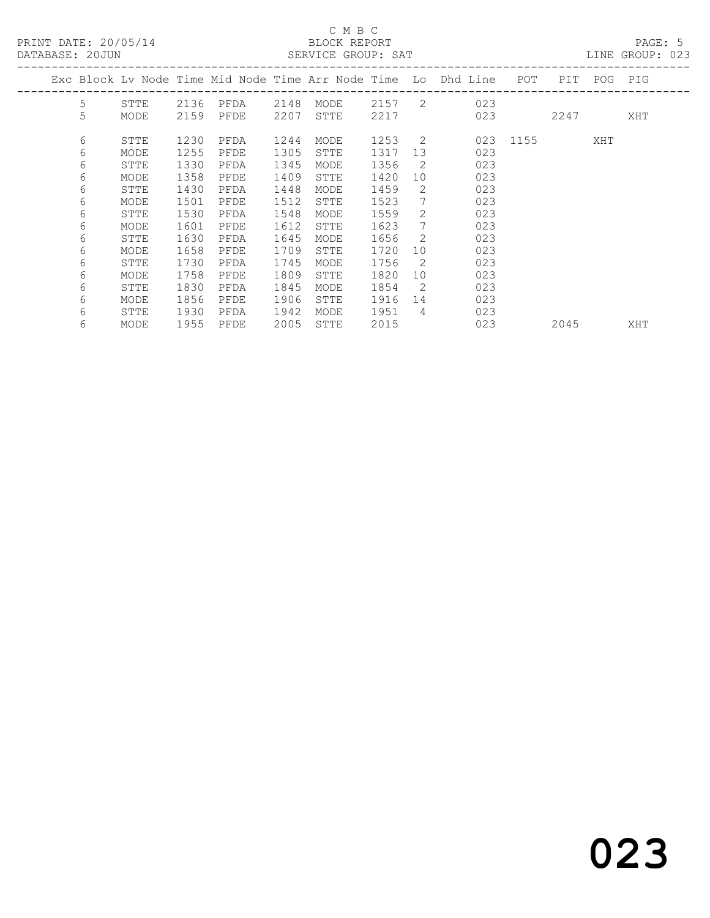C M B C

PRINT DATE: 20/05/14 BLOCK REPORT

DATABASE: 20JUN SERVICE GROUP: SAT LINE GROUP: 023

| Exc | Block | Lv | Node | Time | Mid Node | Time | Arr Node | Time | Lo | Dhd Line | POT | PIT | POG | PIG |
|---|---|---|---|---|---|---|---|---|---|---|---|---|---|---|
| | 5 | | STTE | 2136 | PFDA | 2148 | MODE | 2157 | 2 | 023 | | | | |
| | 5 | | MODE | 2159 | PFDE | 2207 | STTE | 2217 | | 023 | | 2247 | | XHT |
| | 6 | | STTE | 1230 | PFDA | 1244 | MODE | 1253 | 2 | 023 | 1155 | | XHT | |
| | 6 | | MODE | 1255 | PFDE | 1305 | STTE | 1317 | 13 | 023 | | | | |
| | 6 | | STTE | 1330 | PFDA | 1345 | MODE | 1356 | 2 | 023 | | | | |
| | 6 | | MODE | 1358 | PFDE | 1409 | STTE | 1420 | 10 | 023 | | | | |
| | 6 | | STTE | 1430 | PFDA | 1448 | MODE | 1459 | 2 | 023 | | | | |
| | 6 | | MODE | 1501 | PFDE | 1512 | STTE | 1523 | 7 | 023 | | | | |
| | 6 | | STTE | 1530 | PFDA | 1548 | MODE | 1559 | 2 | 023 | | | | |
| | 6 | | MODE | 1601 | PFDE | 1612 | STTE | 1623 | 7 | 023 | | | | |
| | 6 | | STTE | 1630 | PFDA | 1645 | MODE | 1656 | 2 | 023 | | | | |
| | 6 | | MODE | 1658 | PFDE | 1709 | STTE | 1720 | 10 | 023 | | | | |
| | 6 | | STTE | 1730 | PFDA | 1745 | MODE | 1756 | 2 | 023 | | | | |
| | 6 | | MODE | 1758 | PFDE | 1809 | STTE | 1820 | 10 | 023 | | | | |
| | 6 | | STTE | 1830 | PFDA | 1845 | MODE | 1854 | 2 | 023 | | | | |
| | 6 | | MODE | 1856 | PFDE | 1906 | STTE | 1916 | 14 | 023 | | | | |
| | 6 | | STTE | 1930 | PFDA | 1942 | MODE | 1951 | 4 | 023 | | | | |
| | 6 | | MODE | 1955 | PFDE | 2005 | STTE | 2015 | | 023 | | 2045 | | XHT |

023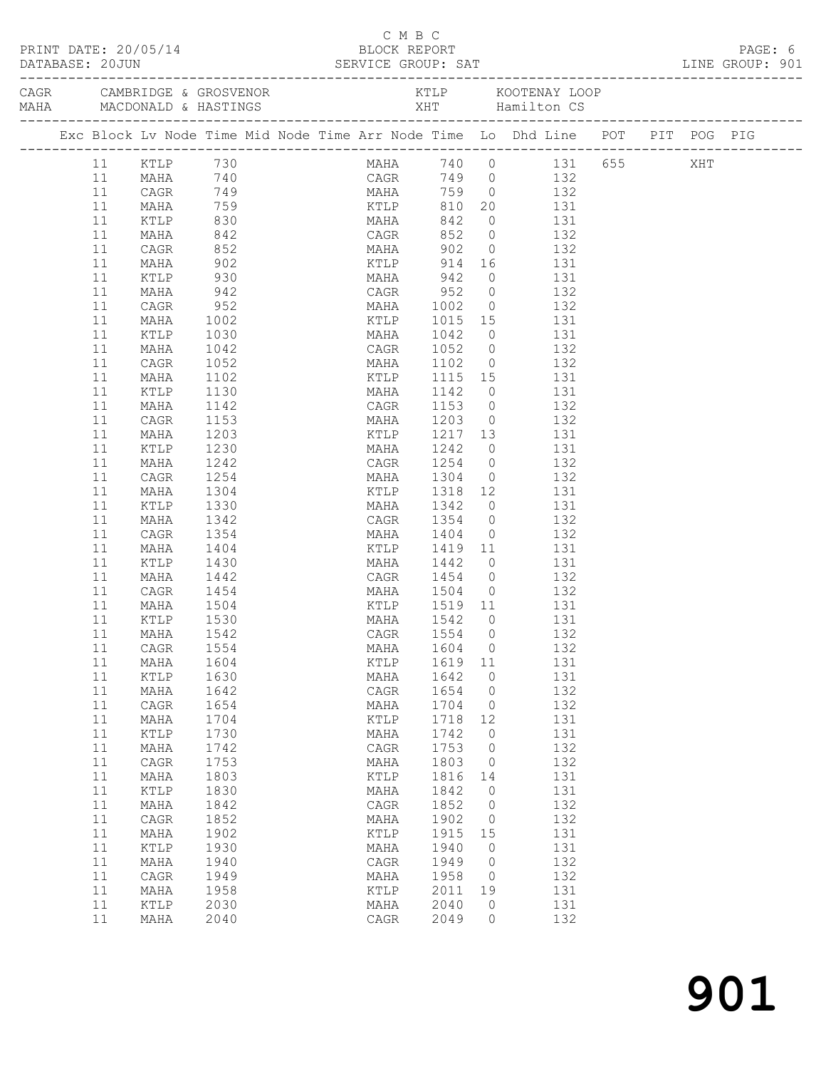C M B C

PRINT DATE: 20/05/14 BLOCK REPORT

DATABASE: 20JUN SERVICE GROUP: SAT LINE GROUP: 901

| CAGR | CAMBRIDGE & GROSVENOR | KTLP | KOOTENAY LOOP |
|---|---|---|---|
| MAHA | MACDONALD & HASTINGS | XHT | Hamilton CS |

| Exc | Block | Lv Node | Time | Mid Node | Time | Arr Node | Time | Lo | Dhd Line | POT | PIT | POG | PIG |
|---|---|---|---|---|---|---|---|---|---|---|---|---|---|
| | 11 | KTLP | 730 | | | MAHA | 740 | 0 | 131 | 655 | | XHT | |
| | 11 | MAHA | 740 | | | CAGR | 749 | 0 | 132 | | | | |
| | 11 | CAGR | 749 | | | MAHA | 759 | 0 | 132 | | | | |
| | 11 | MAHA | 759 | | | KTLP | 810 | 20 | 131 | | | | |
| | 11 | KTLP | 830 | | | MAHA | 842 | 0 | 131 | | | | |
| | 11 | MAHA | 842 | | | CAGR | 852 | 0 | 132 | | | | |
| | 11 | CAGR | 852 | | | MAHA | 902 | 0 | 132 | | | | |
| | 11 | MAHA | 902 | | | KTLP | 914 | 16 | 131 | | | | |
| | 11 | KTLP | 930 | | | MAHA | 942 | 0 | 131 | | | | |
| | 11 | MAHA | 942 | | | CAGR | 952 | 0 | 132 | | | | |
| | 11 | CAGR | 952 | | | MAHA | 1002 | 0 | 132 | | | | |
| | 11 | MAHA | 1002 | | | KTLP | 1015 | 15 | 131 | | | | |
| | 11 | KTLP | 1030 | | | MAHA | 1042 | 0 | 131 | | | | |
| | 11 | MAHA | 1042 | | | CAGR | 1052 | 0 | 132 | | | | |
| | 11 | CAGR | 1052 | | | MAHA | 1102 | 0 | 132 | | | | |
| | 11 | MAHA | 1102 | | | KTLP | 1115 | 15 | 131 | | | | |
| | 11 | KTLP | 1130 | | | MAHA | 1142 | 0 | 131 | | | | |
| | 11 | MAHA | 1142 | | | CAGR | 1153 | 0 | 132 | | | | |
| | 11 | CAGR | 1153 | | | MAHA | 1203 | 0 | 132 | | | | |
| | 11 | MAHA | 1203 | | | KTLP | 1217 | 13 | 131 | | | | |
| | 11 | KTLP | 1230 | | | MAHA | 1242 | 0 | 131 | | | | |
| | 11 | MAHA | 1242 | | | CAGR | 1254 | 0 | 132 | | | | |
| | 11 | CAGR | 1254 | | | MAHA | 1304 | 0 | 132 | | | | |
| | 11 | MAHA | 1304 | | | KTLP | 1318 | 12 | 131 | | | | |
| | 11 | KTLP | 1330 | | | MAHA | 1342 | 0 | 131 | | | | |
| | 11 | MAHA | 1342 | | | CAGR | 1354 | 0 | 132 | | | | |
| | 11 | CAGR | 1354 | | | MAHA | 1404 | 0 | 132 | | | | |
| | 11 | MAHA | 1404 | | | KTLP | 1419 | 11 | 131 | | | | |
| | 11 | KTLP | 1430 | | | MAHA | 1442 | 0 | 131 | | | | |
| | 11 | MAHA | 1442 | | | CAGR | 1454 | 0 | 132 | | | | |
| | 11 | CAGR | 1454 | | | MAHA | 1504 | 0 | 132 | | | | |
| | 11 | MAHA | 1504 | | | KTLP | 1519 | 11 | 131 | | | | |
| | 11 | KTLP | 1530 | | | MAHA | 1542 | 0 | 131 | | | | |
| | 11 | MAHA | 1542 | | | CAGR | 1554 | 0 | 132 | | | | |
| | 11 | CAGR | 1554 | | | MAHA | 1604 | 0 | 132 | | | | |
| | 11 | MAHA | 1604 | | | KTLP | 1619 | 11 | 131 | | | | |
| | 11 | KTLP | 1630 | | | MAHA | 1642 | 0 | 131 | | | | |
| | 11 | MAHA | 1642 | | | CAGR | 1654 | 0 | 132 | | | | |
| | 11 | CAGR | 1654 | | | MAHA | 1704 | 0 | 132 | | | | |
| | 11 | MAHA | 1704 | | | KTLP | 1718 | 12 | 131 | | | | |
| | 11 | KTLP | 1730 | | | MAHA | 1742 | 0 | 131 | | | | |
| | 11 | MAHA | 1742 | | | CAGR | 1753 | 0 | 132 | | | | |
| | 11 | CAGR | 1753 | | | MAHA | 1803 | 0 | 132 | | | | |
| | 11 | MAHA | 1803 | | | KTLP | 1816 | 14 | 131 | | | | |
| | 11 | KTLP | 1830 | | | MAHA | 1842 | 0 | 131 | | | | |
| | 11 | MAHA | 1842 | | | CAGR | 1852 | 0 | 132 | | | | |
| | 11 | CAGR | 1852 | | | MAHA | 1902 | 0 | 132 | | | | |
| | 11 | MAHA | 1902 | | | KTLP | 1915 | 15 | 131 | | | | |
| | 11 | KTLP | 1930 | | | MAHA | 1940 | 0 | 131 | | | | |
| | 11 | MAHA | 1940 | | | CAGR | 1949 | 0 | 132 | | | | |
| | 11 | CAGR | 1949 | | | MAHA | 1958 | 0 | 132 | | | | |
| | 11 | MAHA | 1958 | | | KTLP | 2011 | 19 | 131 | | | | |
| | 11 | KTLP | 2030 | | | MAHA | 2040 | 0 | 131 | | | | |
| | 11 | MAHA | 2040 | | | CAGR | 2049 | 0 | 132 | | | | |

901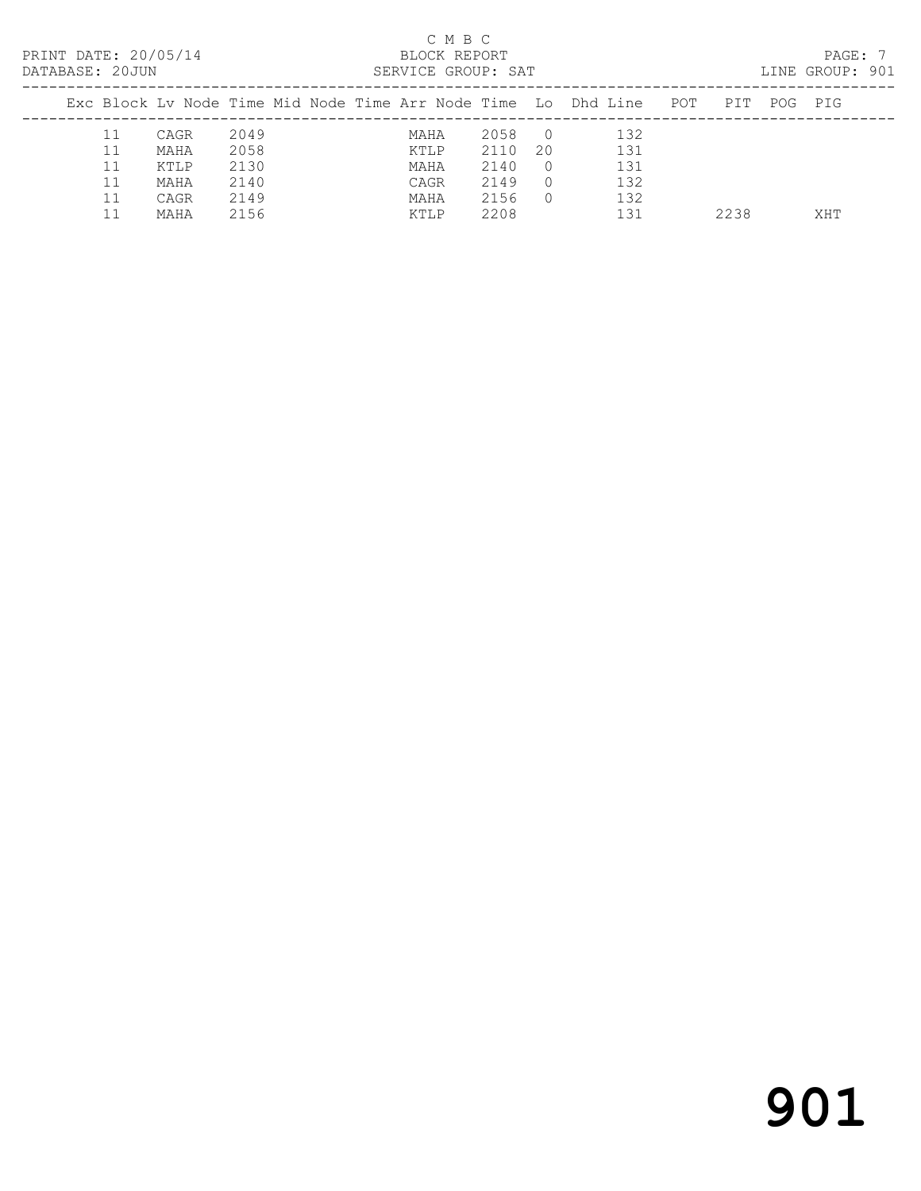C M B C
PRINT DATE: 20/05/14 BLOCK REPORT
DATABASE: 20JUN SERVICE GROUP: SAT LINE GROUP: 901

| Exc | Block | Lv | Node | Time | Mid | Node | Time | Arr | Node | Time | Lo | Dhd | Line | POT | PIT | POG | PIG |
|---|---|---|---|---|---|---|---|---|---|---|---|---|---|---|---|---|---|
| | 11 | | CAGR | 2049 | | | | | MAHA | 2058 | 0 | | 132 | | | | |
| | 11 | | MAHA | 2058 | | | | | KTLP | 2110 | 20 | | 131 | | | | |
| | 11 | | KTLP | 2130 | | | | | MAHA | 2140 | 0 | | 131 | | | | |
| | 11 | | MAHA | 2140 | | | | | CAGR | 2149 | 0 | | 132 | | | | |
| | 11 | | CAGR | 2149 | | | | | MAHA | 2156 | 0 | | 132 | | | | |
| | 11 | | MAHA | 2156 | | | | | KTLP | 2208 | | | 131 | | 2238 | | XHT |

# 901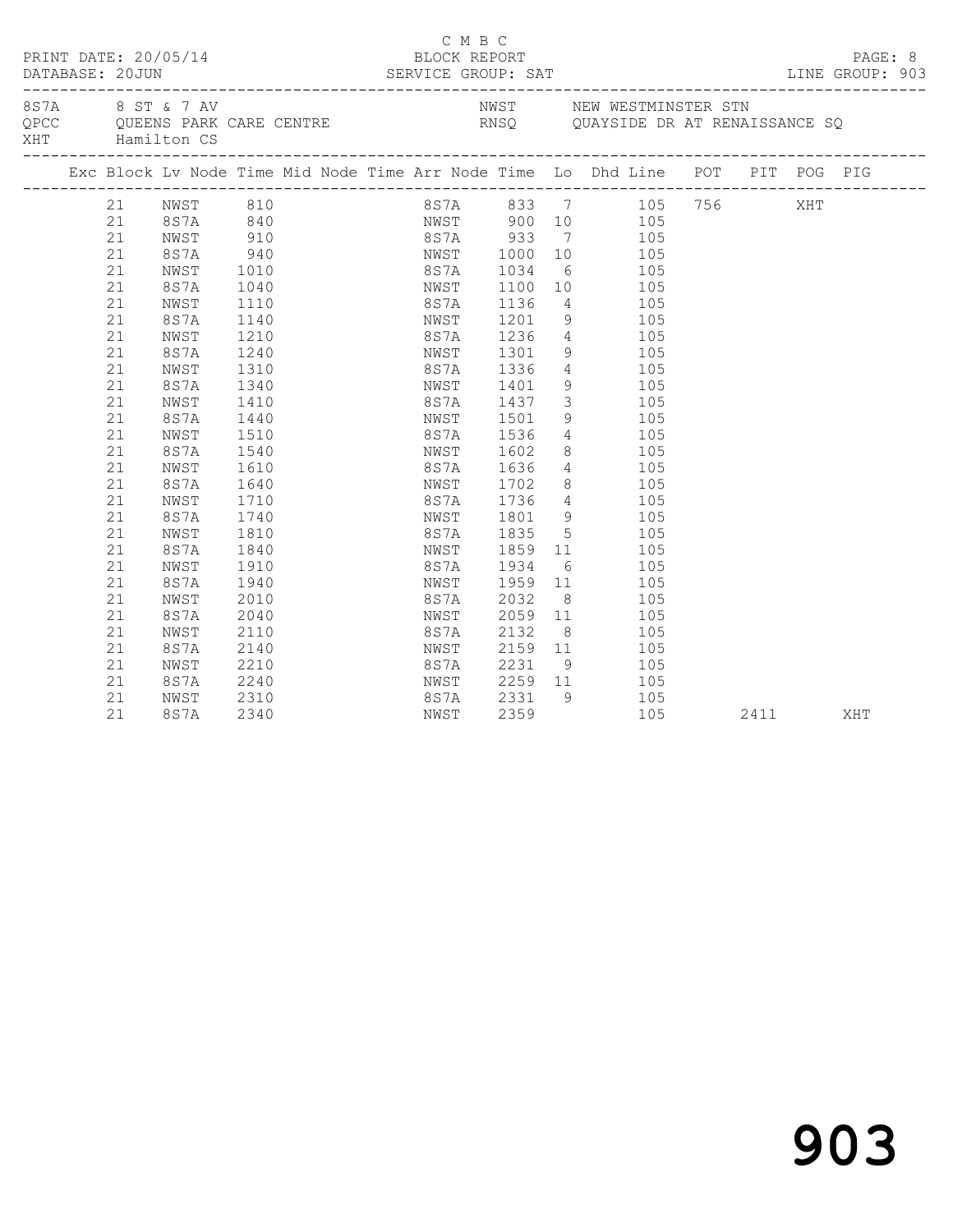C M B C

PRINT DATE: 20/05/14 BLOCK REPORT
DATABASE: 20JUN SERVICE GROUP: SAT LINE GROUP: 903

8S7A 8 ST & 7 AV NWST NEW WESTMINSTER STN
QPCC QUEENS PARK CARE CENTRE RNSQ QUAYSIDE DR AT RENAISSANCE SQ
XHT Hamilton CS

| Exc | Block | Lv | Node | Time | Mid Node | Time | Arr Node | Time | Lo | Dhd Line | POT | PIT | POG | PIG |
|---|---|---|---|---|---|---|---|---|---|---|---|---|---|---|
| | 21 | | NWST | 810 | | | 8S7A | 833 | 7 | 105 | 756 | | XHT | |
| | 21 | | 8S7A | 840 | | | NWST | 900 | 10 | 105 | | | | |
| | 21 | | NWST | 910 | | | 8S7A | 933 | 7 | 105 | | | | |
| | 21 | | 8S7A | 940 | | | NWST | 1000 | 10 | 105 | | | | |
| | 21 | | NWST | 1010 | | | 8S7A | 1034 | 6 | 105 | | | | |
| | 21 | | 8S7A | 1040 | | | NWST | 1100 | 10 | 105 | | | | |
| | 21 | | NWST | 1110 | | | 8S7A | 1136 | 4 | 105 | | | | |
| | 21 | | 8S7A | 1140 | | | NWST | 1201 | 9 | 105 | | | | |
| | 21 | | NWST | 1210 | | | 8S7A | 1236 | 4 | 105 | | | | |
| | 21 | | 8S7A | 1240 | | | NWST | 1301 | 9 | 105 | | | | |
| | 21 | | NWST | 1310 | | | 8S7A | 1336 | 4 | 105 | | | | |
| | 21 | | 8S7A | 1340 | | | NWST | 1401 | 9 | 105 | | | | |
| | 21 | | NWST | 1410 | | | 8S7A | 1437 | 3 | 105 | | | | |
| | 21 | | 8S7A | 1440 | | | NWST | 1501 | 9 | 105 | | | | |
| | 21 | | NWST | 1510 | | | 8S7A | 1536 | 4 | 105 | | | | |
| | 21 | | 8S7A | 1540 | | | NWST | 1602 | 8 | 105 | | | | |
| | 21 | | NWST | 1610 | | | 8S7A | 1636 | 4 | 105 | | | | |
| | 21 | | 8S7A | 1640 | | | NWST | 1702 | 8 | 105 | | | | |
| | 21 | | NWST | 1710 | | | 8S7A | 1736 | 4 | 105 | | | | |
| | 21 | | 8S7A | 1740 | | | NWST | 1801 | 9 | 105 | | | | |
| | 21 | | NWST | 1810 | | | 8S7A | 1835 | 5 | 105 | | | | |
| | 21 | | 8S7A | 1840 | | | NWST | 1859 | 11 | 105 | | | | |
| | 21 | | NWST | 1910 | | | 8S7A | 1934 | 6 | 105 | | | | |
| | 21 | | 8S7A | 1940 | | | NWST | 1959 | 11 | 105 | | | | |
| | 21 | | NWST | 2010 | | | 8S7A | 2032 | 8 | 105 | | | | |
| | 21 | | 8S7A | 2040 | | | NWST | 2059 | 11 | 105 | | | | |
| | 21 | | NWST | 2110 | | | 8S7A | 2132 | 8 | 105 | | | | |
| | 21 | | 8S7A | 2140 | | | NWST | 2159 | 11 | 105 | | | | |
| | 21 | | NWST | 2210 | | | 8S7A | 2231 | 9 | 105 | | | | |
| | 21 | | 8S7A | 2240 | | | NWST | 2259 | 11 | 105 | | | | |
| | 21 | | NWST | 2310 | | | 8S7A | 2331 | 9 | 105 | | | | |
| | 21 | | 8S7A | 2340 | | | NWST | 2359 | | 105 | | 2411 | | XHT |

903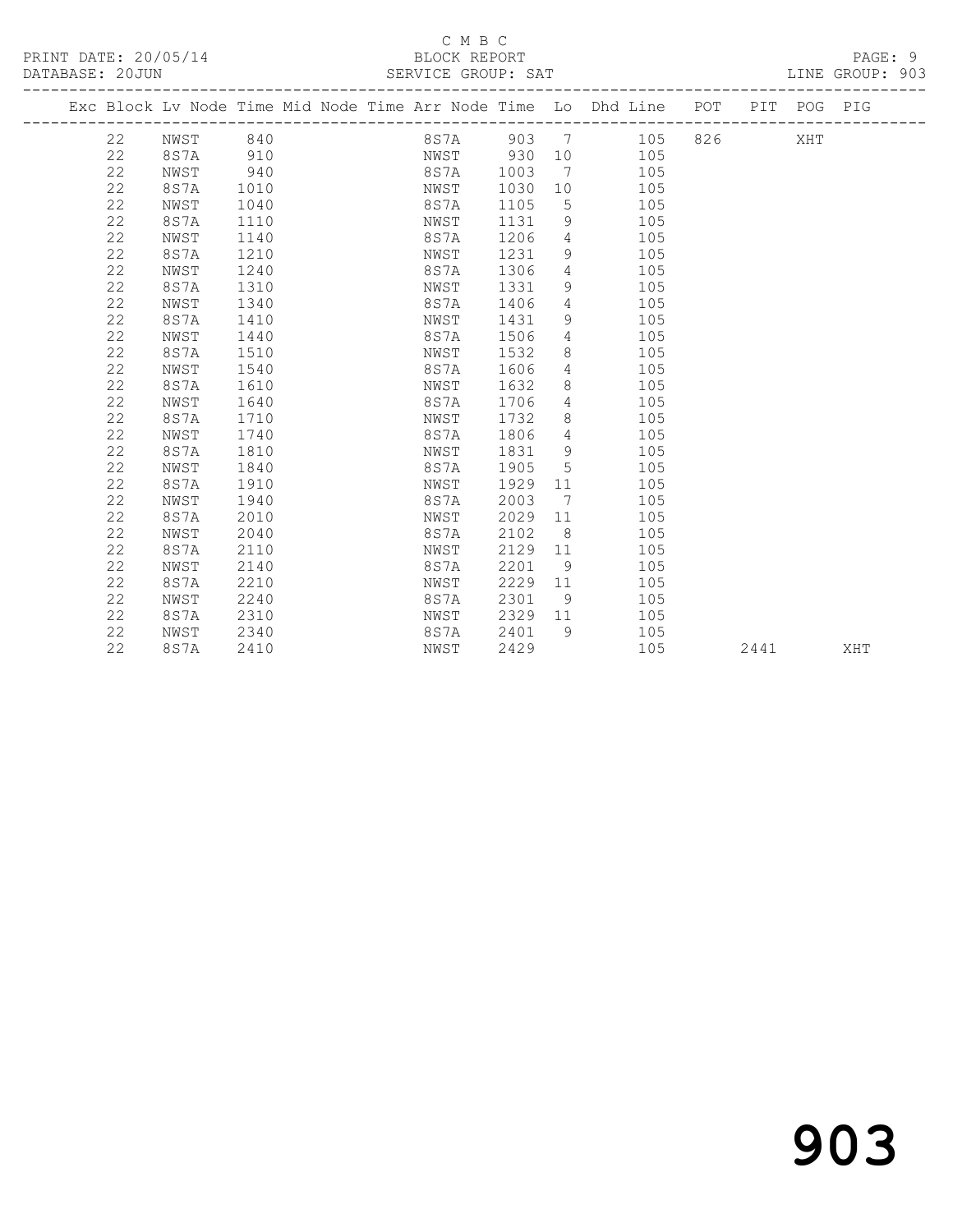C M B C

PRINT DATE: 20/05/14 BLOCK REPORT PAGE: 9
DATABASE: 20JUN SERVICE GROUP: SAT LINE GROUP: 903

| Exc | Block | Lv | Node | Time | Mid | Node | Time | Arr | Node | Time | Lo | Dhd | Line | POT | PIT | POG | PIG |
|---|---|---|---|---|---|---|---|---|---|---|---|---|---|---|---|---|---|
| | 22 | | NWST | 840 | | | | | 8S7A | 903 | 7 | | 105 | 826 | | XHT | |
| | 22 | | 8S7A | 910 | | | | | NWST | 930 | 10 | | 105 | | | | |
| | 22 | | NWST | 940 | | | | | 8S7A | 1003 | 7 | | 105 | | | | |
| | 22 | | 8S7A | 1010 | | | | | NWST | 1030 | 10 | | 105 | | | | |
| | 22 | | NWST | 1040 | | | | | 8S7A | 1105 | 5 | | 105 | | | | |
| | 22 | | 8S7A | 1110 | | | | | NWST | 1131 | 9 | | 105 | | | | |
| | 22 | | NWST | 1140 | | | | | 8S7A | 1206 | 4 | | 105 | | | | |
| | 22 | | 8S7A | 1210 | | | | | NWST | 1231 | 9 | | 105 | | | | |
| | 22 | | NWST | 1240 | | | | | 8S7A | 1306 | 4 | | 105 | | | | |
| | 22 | | 8S7A | 1310 | | | | | NWST | 1331 | 9 | | 105 | | | | |
| | 22 | | NWST | 1340 | | | | | 8S7A | 1406 | 4 | | 105 | | | | |
| | 22 | | 8S7A | 1410 | | | | | NWST | 1431 | 9 | | 105 | | | | |
| | 22 | | NWST | 1440 | | | | | 8S7A | 1506 | 4 | | 105 | | | | |
| | 22 | | 8S7A | 1510 | | | | | NWST | 1532 | 8 | | 105 | | | | |
| | 22 | | NWST | 1540 | | | | | 8S7A | 1606 | 4 | | 105 | | | | |
| | 22 | | 8S7A | 1610 | | | | | NWST | 1632 | 8 | | 105 | | | | |
| | 22 | | NWST | 1640 | | | | | 8S7A | 1706 | 4 | | 105 | | | | |
| | 22 | | 8S7A | 1710 | | | | | NWST | 1732 | 8 | | 105 | | | | |
| | 22 | | NWST | 1740 | | | | | 8S7A | 1806 | 4 | | 105 | | | | |
| | 22 | | 8S7A | 1810 | | | | | NWST | 1831 | 9 | | 105 | | | | |
| | 22 | | NWST | 1840 | | | | | 8S7A | 1905 | 5 | | 105 | | | | |
| | 22 | | 8S7A | 1910 | | | | | NWST | 1929 | 11 | | 105 | | | | |
| | 22 | | NWST | 1940 | | | | | 8S7A | 2003 | 7 | | 105 | | | | |
| | 22 | | 8S7A | 2010 | | | | | NWST | 2029 | 11 | | 105 | | | | |
| | 22 | | NWST | 2040 | | | | | 8S7A | 2102 | 8 | | 105 | | | | |
| | 22 | | 8S7A | 2110 | | | | | NWST | 2129 | 11 | | 105 | | | | |
| | 22 | | NWST | 2140 | | | | | 8S7A | 2201 | 9 | | 105 | | | | |
| | 22 | | 8S7A | 2210 | | | | | NWST | 2229 | 11 | | 105 | | | | |
| | 22 | | NWST | 2240 | | | | | 8S7A | 2301 | 9 | | 105 | | | | |
| | 22 | | 8S7A | 2310 | | | | | NWST | 2329 | 11 | | 105 | | | | |
| | 22 | | NWST | 2340 | | | | | 8S7A | 2401 | 9 | | 105 | | | | |
| | 22 | | 8S7A | 2410 | | | | | NWST | 2429 | | | 105 | | 2441 | | XHT |

# 903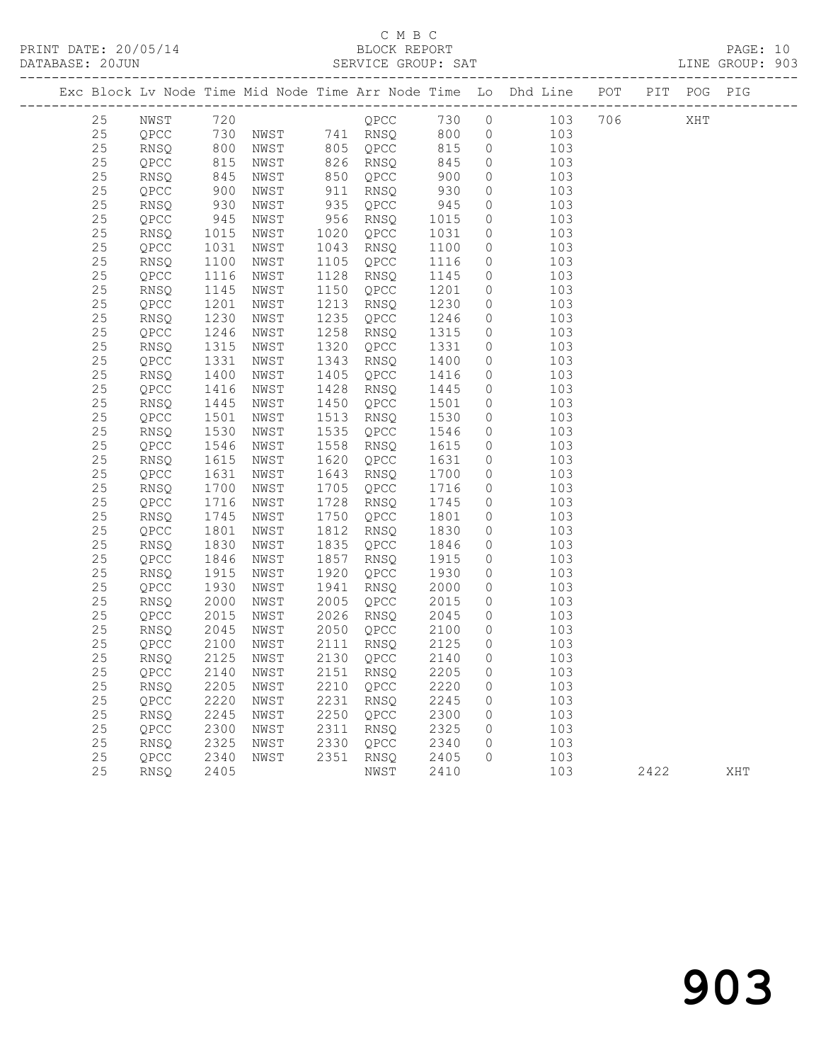C M B C

PRINT DATE: 20/05/14 BLOCK REPORT
DATABASE: 20JUN SERVICE GROUP: SAT LINE GROUP: 903

| Exc | Block | Lv | Node | Time | Mid Node | Time | Arr Node | Time | Lo | Dhd Line | POT | PIT | POG | PIG |
|---|---|---|---|---|---|---|---|---|---|---|---|---|---|---|
| | 25 | | NWST | 720 | | | QPCC | 730 | 0 | 103 | 706 | | XHT | |
| | 25 | | QPCC | 730 | NWST | 741 | RNSQ | 800 | 0 | 103 | | | | |
| | 25 | | RNSQ | 800 | NWST | 805 | QPCC | 815 | 0 | 103 | | | | |
| | 25 | | QPCC | 815 | NWST | 826 | RNSQ | 845 | 0 | 103 | | | | |
| | 25 | | RNSQ | 845 | NWST | 850 | QPCC | 900 | 0 | 103 | | | | |
| | 25 | | QPCC | 900 | NWST | 911 | RNSQ | 930 | 0 | 103 | | | | |
| | 25 | | RNSQ | 930 | NWST | 935 | QPCC | 945 | 0 | 103 | | | | |
| | 25 | | QPCC | 945 | NWST | 956 | RNSQ | 1015 | 0 | 103 | | | | |
| | 25 | | RNSQ | 1015 | NWST | 1020 | QPCC | 1031 | 0 | 103 | | | | |
| | 25 | | QPCC | 1031 | NWST | 1043 | RNSQ | 1100 | 0 | 103 | | | | |
| | 25 | | RNSQ | 1100 | NWST | 1105 | QPCC | 1116 | 0 | 103 | | | | |
| | 25 | | QPCC | 1116 | NWST | 1128 | RNSQ | 1145 | 0 | 103 | | | | |
| | 25 | | RNSQ | 1145 | NWST | 1150 | QPCC | 1201 | 0 | 103 | | | | |
| | 25 | | QPCC | 1201 | NWST | 1213 | RNSQ | 1230 | 0 | 103 | | | | |
| | 25 | | RNSQ | 1230 | NWST | 1235 | QPCC | 1246 | 0 | 103 | | | | |
| | 25 | | QPCC | 1246 | NWST | 1258 | RNSQ | 1315 | 0 | 103 | | | | |
| | 25 | | RNSQ | 1315 | NWST | 1320 | QPCC | 1331 | 0 | 103 | | | | |
| | 25 | | QPCC | 1331 | NWST | 1343 | RNSQ | 1400 | 0 | 103 | | | | |
| | 25 | | RNSQ | 1400 | NWST | 1405 | QPCC | 1416 | 0 | 103 | | | | |
| | 25 | | QPCC | 1416 | NWST | 1428 | RNSQ | 1445 | 0 | 103 | | | | |
| | 25 | | RNSQ | 1445 | NWST | 1450 | QPCC | 1501 | 0 | 103 | | | | |
| | 25 | | QPCC | 1501 | NWST | 1513 | RNSQ | 1530 | 0 | 103 | | | | |
| | 25 | | RNSQ | 1530 | NWST | 1535 | QPCC | 1546 | 0 | 103 | | | | |
| | 25 | | QPCC | 1546 | NWST | 1558 | RNSQ | 1615 | 0 | 103 | | | | |
| | 25 | | RNSQ | 1615 | NWST | 1620 | QPCC | 1631 | 0 | 103 | | | | |
| | 25 | | QPCC | 1631 | NWST | 1643 | RNSQ | 1700 | 0 | 103 | | | | |
| | 25 | | RNSQ | 1700 | NWST | 1705 | QPCC | 1716 | 0 | 103 | | | | |
| | 25 | | QPCC | 1716 | NWST | 1728 | RNSQ | 1745 | 0 | 103 | | | | |
| | 25 | | RNSQ | 1745 | NWST | 1750 | QPCC | 1801 | 0 | 103 | | | | |
| | 25 | | QPCC | 1801 | NWST | 1812 | RNSQ | 1830 | 0 | 103 | | | | |
| | 25 | | RNSQ | 1830 | NWST | 1835 | QPCC | 1846 | 0 | 103 | | | | |
| | 25 | | QPCC | 1846 | NWST | 1857 | RNSQ | 1915 | 0 | 103 | | | | |
| | 25 | | RNSQ | 1915 | NWST | 1920 | QPCC | 1930 | 0 | 103 | | | | |
| | 25 | | QPCC | 1930 | NWST | 1941 | RNSQ | 2000 | 0 | 103 | | | | |
| | 25 | | RNSQ | 2000 | NWST | 2005 | QPCC | 2015 | 0 | 103 | | | | |
| | 25 | | QPCC | 2015 | NWST | 2026 | RNSQ | 2045 | 0 | 103 | | | | |
| | 25 | | RNSQ | 2045 | NWST | 2050 | QPCC | 2100 | 0 | 103 | | | | |
| | 25 | | QPCC | 2100 | NWST | 2111 | RNSQ | 2125 | 0 | 103 | | | | |
| | 25 | | RNSQ | 2125 | NWST | 2130 | QPCC | 2140 | 0 | 103 | | | | |
| | 25 | | QPCC | 2140 | NWST | 2151 | RNSQ | 2205 | 0 | 103 | | | | |
| | 25 | | RNSQ | 2205 | NWST | 2210 | QPCC | 2220 | 0 | 103 | | | | |
| | 25 | | QPCC | 2220 | NWST | 2231 | RNSQ | 2245 | 0 | 103 | | | | |
| | 25 | | RNSQ | 2245 | NWST | 2250 | QPCC | 2300 | 0 | 103 | | | | |
| | 25 | | QPCC | 2300 | NWST | 2311 | RNSQ | 2325 | 0 | 103 | | | | |
| | 25 | | RNSQ | 2325 | NWST | 2330 | QPCC | 2340 | 0 | 103 | | | | |
| | 25 | | QPCC | 2340 | NWST | 2351 | RNSQ | 2405 | 0 | 103 | | | | |
| | 25 | | RNSQ | 2405 | | | NWST | 2410 | | 103 | | 2422 | | XHT |

903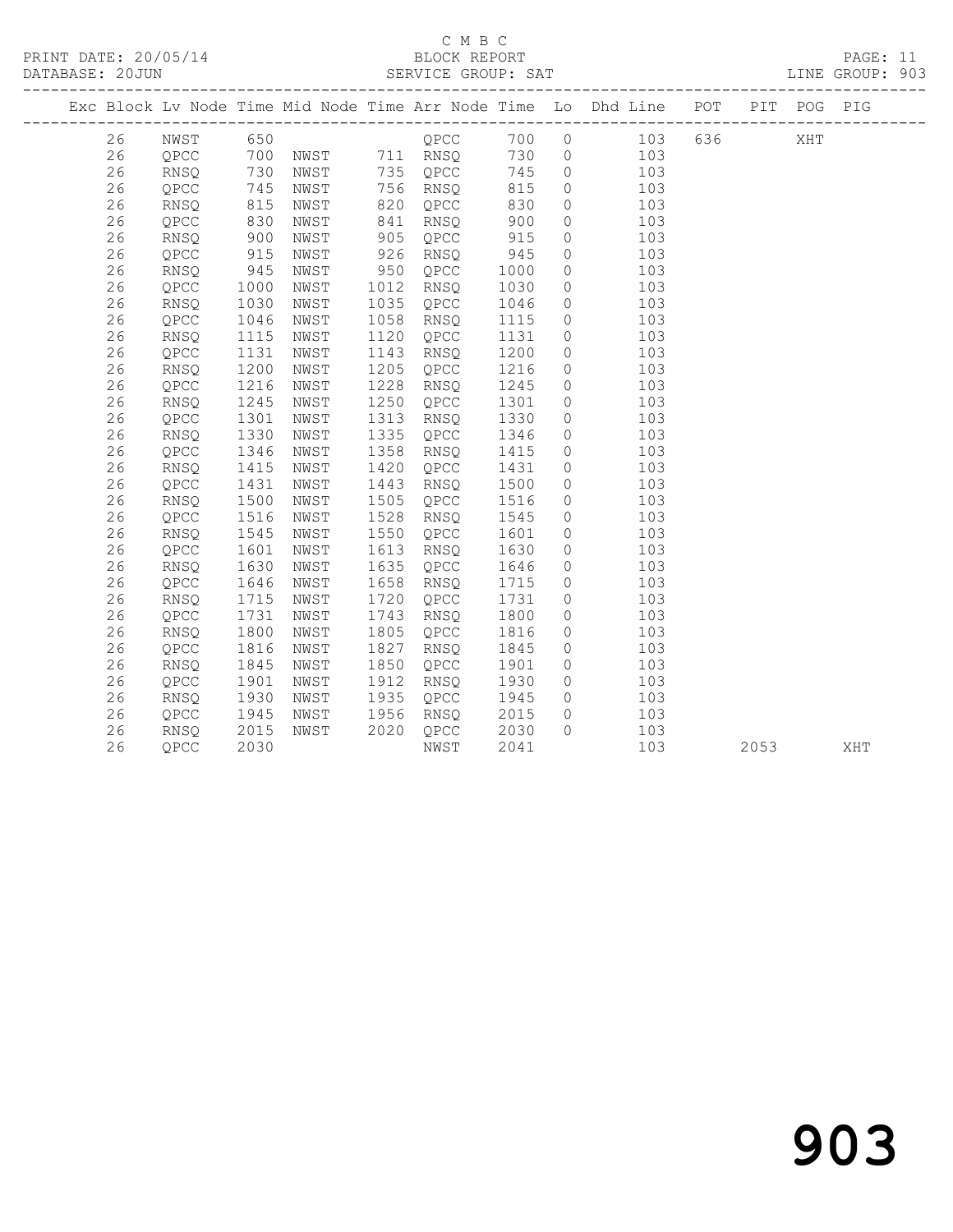C M B C

PRINT DATE: 20/05/14 BLOCK REPORT

DATABASE: 20JUN SERVICE GROUP: SAT LINE GROUP: 903

| Exc | Block | Lv | Node | Time | Mid Node | Time | Arr Node | Time | Lo | Dhd Line | POT | PIT | POG | PIG |
|---|---|---|---|---|---|---|---|---|---|---|---|---|---|---|
| | 26 | | NWST | 650 | | | QPCC | 700 | 0 | 103 | 636 | | XHT | |
| | 26 | | QPCC | 700 | NWST | 711 | RNSQ | 730 | 0 | 103 | | | | |
| | 26 | | RNSQ | 730 | NWST | 735 | QPCC | 745 | 0 | 103 | | | | |
| | 26 | | QPCC | 745 | NWST | 756 | RNSQ | 815 | 0 | 103 | | | | |
| | 26 | | RNSQ | 815 | NWST | 820 | QPCC | 830 | 0 | 103 | | | | |
| | 26 | | QPCC | 830 | NWST | 841 | RNSQ | 900 | 0 | 103 | | | | |
| | 26 | | RNSQ | 900 | NWST | 905 | QPCC | 915 | 0 | 103 | | | | |
| | 26 | | QPCC | 915 | NWST | 926 | RNSQ | 945 | 0 | 103 | | | | |
| | 26 | | RNSQ | 945 | NWST | 950 | QPCC | 1000 | 0 | 103 | | | | |
| | 26 | | QPCC | 1000 | NWST | 1012 | RNSQ | 1030 | 0 | 103 | | | | |
| | 26 | | RNSQ | 1030 | NWST | 1035 | QPCC | 1046 | 0 | 103 | | | | |
| | 26 | | QPCC | 1046 | NWST | 1058 | RNSQ | 1115 | 0 | 103 | | | | |
| | 26 | | RNSQ | 1115 | NWST | 1120 | QPCC | 1131 | 0 | 103 | | | | |
| | 26 | | QPCC | 1131 | NWST | 1143 | RNSQ | 1200 | 0 | 103 | | | | |
| | 26 | | RNSQ | 1200 | NWST | 1205 | QPCC | 1216 | 0 | 103 | | | | |
| | 26 | | QPCC | 1216 | NWST | 1228 | RNSQ | 1245 | 0 | 103 | | | | |
| | 26 | | RNSQ | 1245 | NWST | 1250 | QPCC | 1301 | 0 | 103 | | | | |
| | 26 | | QPCC | 1301 | NWST | 1313 | RNSQ | 1330 | 0 | 103 | | | | |
| | 26 | | RNSQ | 1330 | NWST | 1335 | QPCC | 1346 | 0 | 103 | | | | |
| | 26 | | QPCC | 1346 | NWST | 1358 | RNSQ | 1415 | 0 | 103 | | | | |
| | 26 | | RNSQ | 1415 | NWST | 1420 | QPCC | 1431 | 0 | 103 | | | | |
| | 26 | | QPCC | 1431 | NWST | 1443 | RNSQ | 1500 | 0 | 103 | | | | |
| | 26 | | RNSQ | 1500 | NWST | 1505 | QPCC | 1516 | 0 | 103 | | | | |
| | 26 | | QPCC | 1516 | NWST | 1528 | RNSQ | 1545 | 0 | 103 | | | | |
| | 26 | | RNSQ | 1545 | NWST | 1550 | QPCC | 1601 | 0 | 103 | | | | |
| | 26 | | QPCC | 1601 | NWST | 1613 | RNSQ | 1630 | 0 | 103 | | | | |
| | 26 | | RNSQ | 1630 | NWST | 1635 | QPCC | 1646 | 0 | 103 | | | | |
| | 26 | | QPCC | 1646 | NWST | 1658 | RNSQ | 1715 | 0 | 103 | | | | |
| | 26 | | RNSQ | 1715 | NWST | 1720 | QPCC | 1731 | 0 | 103 | | | | |
| | 26 | | QPCC | 1731 | NWST | 1743 | RNSQ | 1800 | 0 | 103 | | | | |
| | 26 | | RNSQ | 1800 | NWST | 1805 | QPCC | 1816 | 0 | 103 | | | | |
| | 26 | | QPCC | 1816 | NWST | 1827 | RNSQ | 1845 | 0 | 103 | | | | |
| | 26 | | RNSQ | 1845 | NWST | 1850 | QPCC | 1901 | 0 | 103 | | | | |
| | 26 | | QPCC | 1901 | NWST | 1912 | RNSQ | 1930 | 0 | 103 | | | | |
| | 26 | | RNSQ | 1930 | NWST | 1935 | QPCC | 1945 | 0 | 103 | | | | |
| | 26 | | QPCC | 1945 | NWST | 1956 | RNSQ | 2015 | 0 | 103 | | | | |
| | 26 | | RNSQ | 2015 | NWST | 2020 | QPCC | 2030 | 0 | 103 | | | | |
| | 26 | | QPCC | 2030 | | | NWST | 2041 | | 103 | | 2053 | | XHT |

903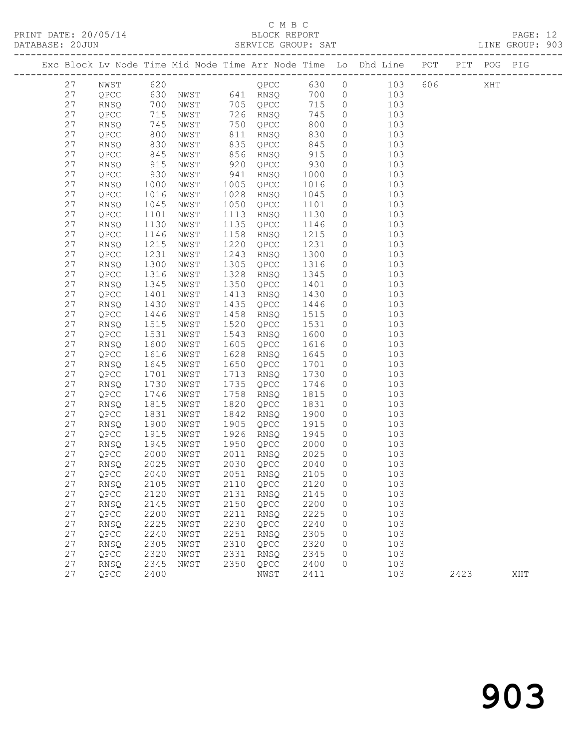C M B C

BLOCK REPORT

SERVICE GROUP: SAT

PRINT DATE: 20/05/14
DATABASE: 20JUN

LINE GROUP: 903

| Exc | Block | Lv | Node | Time | Mid Node | Time | Arr Node | Time | Lo | Dhd Line | POT | PIT | POG | PIG |
|---|---|---|---|---|---|---|---|---|---|---|---|---|---|---|
| | 27 | | NWST | 620 | | | QPCC | 630 | 0 | 103 | 606 | | XHT | |
| | 27 | | QPCC | 630 | NWST | 641 | RNSQ | 700 | 0 | 103 | | | | |
| | 27 | | RNSQ | 700 | NWST | 705 | QPCC | 715 | 0 | 103 | | | | |
| | 27 | | QPCC | 715 | NWST | 726 | RNSQ | 745 | 0 | 103 | | | | |
| | 27 | | RNSQ | 745 | NWST | 750 | QPCC | 800 | 0 | 103 | | | | |
| | 27 | | QPCC | 800 | NWST | 811 | RNSQ | 830 | 0 | 103 | | | | |
| | 27 | | RNSQ | 830 | NWST | 835 | QPCC | 845 | 0 | 103 | | | | |
| | 27 | | QPCC | 845 | NWST | 856 | RNSQ | 915 | 0 | 103 | | | | |
| | 27 | | RNSQ | 915 | NWST | 920 | QPCC | 930 | 0 | 103 | | | | |
| | 27 | | QPCC | 930 | NWST | 941 | RNSQ | 1000 | 0 | 103 | | | | |
| | 27 | | RNSQ | 1000 | NWST | 1005 | QPCC | 1016 | 0 | 103 | | | | |
| | 27 | | QPCC | 1016 | NWST | 1028 | RNSQ | 1045 | 0 | 103 | | | | |
| | 27 | | RNSQ | 1045 | NWST | 1050 | QPCC | 1101 | 0 | 103 | | | | |
| | 27 | | QPCC | 1101 | NWST | 1113 | RNSQ | 1130 | 0 | 103 | | | | |
| | 27 | | RNSQ | 1130 | NWST | 1135 | QPCC | 1146 | 0 | 103 | | | | |
| | 27 | | QPCC | 1146 | NWST | 1158 | RNSQ | 1215 | 0 | 103 | | | | |
| | 27 | | RNSQ | 1215 | NWST | 1220 | QPCC | 1231 | 0 | 103 | | | | |
| | 27 | | QPCC | 1231 | NWST | 1243 | RNSQ | 1300 | 0 | 103 | | | | |
| | 27 | | RNSQ | 1300 | NWST | 1305 | QPCC | 1316 | 0 | 103 | | | | |
| | 27 | | QPCC | 1316 | NWST | 1328 | RNSQ | 1345 | 0 | 103 | | | | |
| | 27 | | RNSQ | 1345 | NWST | 1350 | QPCC | 1401 | 0 | 103 | | | | |
| | 27 | | QPCC | 1401 | NWST | 1413 | RNSQ | 1430 | 0 | 103 | | | | |
| | 27 | | RNSQ | 1430 | NWST | 1435 | QPCC | 1446 | 0 | 103 | | | | |
| | 27 | | QPCC | 1446 | NWST | 1458 | RNSQ | 1515 | 0 | 103 | | | | |
| | 27 | | RNSQ | 1515 | NWST | 1520 | QPCC | 1531 | 0 | 103 | | | | |
| | 27 | | QPCC | 1531 | NWST | 1543 | RNSQ | 1600 | 0 | 103 | | | | |
| | 27 | | RNSQ | 1600 | NWST | 1605 | QPCC | 1616 | 0 | 103 | | | | |
| | 27 | | QPCC | 1616 | NWST | 1628 | RNSQ | 1645 | 0 | 103 | | | | |
| | 27 | | RNSQ | 1645 | NWST | 1650 | QPCC | 1701 | 0 | 103 | | | | |
| | 27 | | QPCC | 1701 | NWST | 1713 | RNSQ | 1730 | 0 | 103 | | | | |
| | 27 | | RNSQ | 1730 | NWST | 1735 | QPCC | 1746 | 0 | 103 | | | | |
| | 27 | | QPCC | 1746 | NWST | 1758 | RNSQ | 1815 | 0 | 103 | | | | |
| | 27 | | RNSQ | 1815 | NWST | 1820 | QPCC | 1831 | 0 | 103 | | | | |
| | 27 | | QPCC | 1831 | NWST | 1842 | RNSQ | 1900 | 0 | 103 | | | | |
| | 27 | | RNSQ | 1900 | NWST | 1905 | QPCC | 1915 | 0 | 103 | | | | |
| | 27 | | QPCC | 1915 | NWST | 1926 | RNSQ | 1945 | 0 | 103 | | | | |
| | 27 | | RNSQ | 1945 | NWST | 1950 | QPCC | 2000 | 0 | 103 | | | | |
| | 27 | | QPCC | 2000 | NWST | 2011 | RNSQ | 2025 | 0 | 103 | | | | |
| | 27 | | RNSQ | 2025 | NWST | 2030 | QPCC | 2040 | 0 | 103 | | | | |
| | 27 | | QPCC | 2040 | NWST | 2051 | RNSQ | 2105 | 0 | 103 | | | | |
| | 27 | | RNSQ | 2105 | NWST | 2110 | QPCC | 2120 | 0 | 103 | | | | |
| | 27 | | QPCC | 2120 | NWST | 2131 | RNSQ | 2145 | 0 | 103 | | | | |
| | 27 | | RNSQ | 2145 | NWST | 2150 | QPCC | 2200 | 0 | 103 | | | | |
| | 27 | | QPCC | 2200 | NWST | 2211 | RNSQ | 2225 | 0 | 103 | | | | |
| | 27 | | RNSQ | 2225 | NWST | 2230 | QPCC | 2240 | 0 | 103 | | | | |
| | 27 | | QPCC | 2240 | NWST | 2251 | RNSQ | 2305 | 0 | 103 | | | | |
| | 27 | | RNSQ | 2305 | NWST | 2310 | QPCC | 2320 | 0 | 103 | | | | |
| | 27 | | QPCC | 2320 | NWST | 2331 | RNSQ | 2345 | 0 | 103 | | | | |
| | 27 | | RNSQ | 2345 | NWST | 2350 | QPCC | 2400 | 0 | 103 | | | | |
| | 27 | | QPCC | 2400 | | | NWST | 2411 | | 103 | | 2423 | | XHT |

903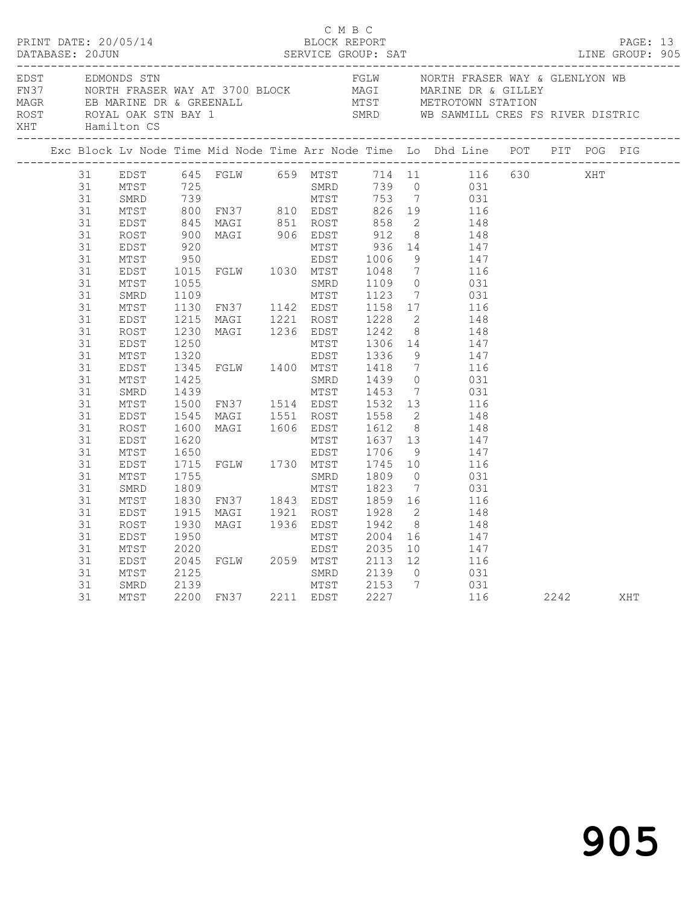C M B C

PRINT DATE: 20/05/14 BLOCK REPORT PAGE: 13
DATABASE: 20JUN SERVICE GROUP: SAT LINE GROUP: 905

| Code | Description | Code | Description |
|---|---|---|---|
| EDST | EDMONDS STN | FGLW | NORTH FRASER WAY & GLENLYON WB |
| FN37 | NORTH FRASER WAY AT 3700 BLOCK | MAGI | MARINE DR & GILLEY |
| MAGR | EB MARINE DR & GREENALL | MTST | METROTOWN STATION |
| ROST | ROYAL OAK STN BAY 1 | SMRD | WB SAWMILL CRES FS RIVER DISTRIC |
| XHT | Hamilton CS | | |

| Exc | Block | Lv Node | Time | Mid Node | Time | Arr Node | Time | Lo | Dhd | Line | POT | PIT | POG | PIG |
|---|---|---|---|---|---|---|---|---|---|---|---|---|---|---|
| | 31 | EDST | 645 | FGLW | 659 | MTST | 714 | 11 | | 116 | 630 | | XHT | |
| | 31 | MTST | 725 | | | SMRD | 739 | 0 | | 031 | | | | |
| | 31 | SMRD | 739 | | | MTST | 753 | 7 | | 031 | | | | |
| | 31 | MTST | 800 | FN37 | 810 | EDST | 826 | 19 | | 116 | | | | |
| | 31 | EDST | 845 | MAGI | 851 | ROST | 858 | 2 | | 148 | | | | |
| | 31 | ROST | 900 | MAGI | 906 | EDST | 912 | 8 | | 148 | | | | |
| | 31 | EDST | 920 | | | MTST | 936 | 14 | | 147 | | | | |
| | 31 | MTST | 950 | | | EDST | 1006 | 9 | | 147 | | | | |
| | 31 | EDST | 1015 | FGLW | 1030 | MTST | 1048 | 7 | | 116 | | | | |
| | 31 | MTST | 1055 | | | SMRD | 1109 | 0 | | 031 | | | | |
| | 31 | SMRD | 1109 | | | MTST | 1123 | 7 | | 031 | | | | |
| | 31 | MTST | 1130 | FN37 | 1142 | EDST | 1158 | 17 | | 116 | | | | |
| | 31 | EDST | 1215 | MAGI | 1221 | ROST | 1228 | 2 | | 148 | | | | |
| | 31 | ROST | 1230 | MAGI | 1236 | EDST | 1242 | 8 | | 148 | | | | |
| | 31 | EDST | 1250 | | | MTST | 1306 | 14 | | 147 | | | | |
| | 31 | MTST | 1320 | | | EDST | 1336 | 9 | | 147 | | | | |
| | 31 | EDST | 1345 | FGLW | 1400 | MTST | 1418 | 7 | | 116 | | | | |
| | 31 | MTST | 1425 | | | SMRD | 1439 | 0 | | 031 | | | | |
| | 31 | SMRD | 1439 | | | MTST | 1453 | 7 | | 031 | | | | |
| | 31 | MTST | 1500 | FN37 | 1514 | EDST | 1532 | 13 | | 116 | | | | |
| | 31 | EDST | 1545 | MAGI | 1551 | ROST | 1558 | 2 | | 148 | | | | |
| | 31 | ROST | 1600 | MAGI | 1606 | EDST | 1612 | 8 | | 148 | | | | |
| | 31 | EDST | 1620 | | | MTST | 1637 | 13 | | 147 | | | | |
| | 31 | MTST | 1650 | | | EDST | 1706 | 9 | | 147 | | | | |
| | 31 | EDST | 1715 | FGLW | 1730 | MTST | 1745 | 10 | | 116 | | | | |
| | 31 | MTST | 1755 | | | SMRD | 1809 | 0 | | 031 | | | | |
| | 31 | SMRD | 1809 | | | MTST | 1823 | 7 | | 031 | | | | |
| | 31 | MTST | 1830 | FN37 | 1843 | EDST | 1859 | 16 | | 116 | | | | |
| | 31 | EDST | 1915 | MAGI | 1921 | ROST | 1928 | 2 | | 148 | | | | |
| | 31 | ROST | 1930 | MAGI | 1936 | EDST | 1942 | 8 | | 148 | | | | |
| | 31 | EDST | 1950 | | | MTST | 2004 | 16 | | 147 | | | | |
| | 31 | MTST | 2020 | | | EDST | 2035 | 10 | | 147 | | | | |
| | 31 | EDST | 2045 | FGLW | 2059 | MTST | 2113 | 12 | | 116 | | | | |
| | 31 | MTST | 2125 | | | SMRD | 2139 | 0 | | 031 | | | | |
| | 31 | SMRD | 2139 | | | MTST | 2153 | 7 | | 031 | | | | |
| | 31 | MTST | 2200 | FN37 | 2211 | EDST | 2227 | | | 116 | | 2242 | | XHT |

905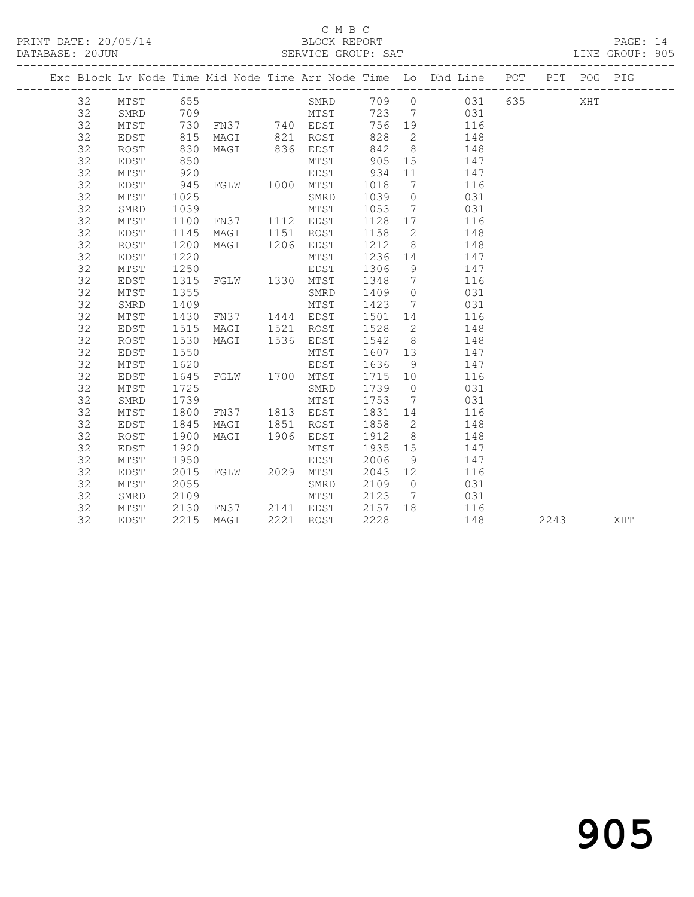C M B C

PRINT DATE: 20/05/14 BLOCK REPORT

DATABASE: 20JUN SERVICE GROUP: SAT LINE GROUP: 905

| Exc | Block | Lv | Node | Time | Mid Node | Time | Arr Node | Time | Lo | Dhd Line | POT | PIT | POG | PIG |
|---|---|---|---|---|---|---|---|---|---|---|---|---|---|---|
| | 32 | | MTST | 655 | | | SMRD | 709 | 0 | 031 | 635 | | XHT | |
| | 32 | | SMRD | 709 | | | MTST | 723 | 7 | 031 | | | | |
| | 32 | | MTST | 730 | FN37 | 740 | EDST | 756 | 19 | 116 | | | | |
| | 32 | | EDST | 815 | MAGI | 821 | ROST | 828 | 2 | 148 | | | | |
| | 32 | | ROST | 830 | MAGI | 836 | EDST | 842 | 8 | 148 | | | | |
| | 32 | | EDST | 850 | | | MTST | 905 | 15 | 147 | | | | |
| | 32 | | MTST | 920 | | | EDST | 934 | 11 | 147 | | | | |
| | 32 | | EDST | 945 | FGLW | 1000 | MTST | 1018 | 7 | 116 | | | | |
| | 32 | | MTST | 1025 | | | SMRD | 1039 | 0 | 031 | | | | |
| | 32 | | SMRD | 1039 | | | MTST | 1053 | 7 | 031 | | | | |
| | 32 | | MTST | 1100 | FN37 | 1112 | EDST | 1128 | 17 | 116 | | | | |
| | 32 | | EDST | 1145 | MAGI | 1151 | ROST | 1158 | 2 | 148 | | | | |
| | 32 | | ROST | 1200 | MAGI | 1206 | EDST | 1212 | 8 | 148 | | | | |
| | 32 | | EDST | 1220 | | | MTST | 1236 | 14 | 147 | | | | |
| | 32 | | MTST | 1250 | | | EDST | 1306 | 9 | 147 | | | | |
| | 32 | | EDST | 1315 | FGLW | 1330 | MTST | 1348 | 7 | 116 | | | | |
| | 32 | | MTST | 1355 | | | SMRD | 1409 | 0 | 031 | | | | |
| | 32 | | SMRD | 1409 | | | MTST | 1423 | 7 | 031 | | | | |
| | 32 | | MTST | 1430 | FN37 | 1444 | EDST | 1501 | 14 | 116 | | | | |
| | 32 | | EDST | 1515 | MAGI | 1521 | ROST | 1528 | 2 | 148 | | | | |
| | 32 | | ROST | 1530 | MAGI | 1536 | EDST | 1542 | 8 | 148 | | | | |
| | 32 | | EDST | 1550 | | | MTST | 1607 | 13 | 147 | | | | |
| | 32 | | MTST | 1620 | | | EDST | 1636 | 9 | 147 | | | | |
| | 32 | | EDST | 1645 | FGLW | 1700 | MTST | 1715 | 10 | 116 | | | | |
| | 32 | | MTST | 1725 | | | SMRD | 1739 | 0 | 031 | | | | |
| | 32 | | SMRD | 1739 | | | MTST | 1753 | 7 | 031 | | | | |
| | 32 | | MTST | 1800 | FN37 | 1813 | EDST | 1831 | 14 | 116 | | | | |
| | 32 | | EDST | 1845 | MAGI | 1851 | ROST | 1858 | 2 | 148 | | | | |
| | 32 | | ROST | 1900 | MAGI | 1906 | EDST | 1912 | 8 | 148 | | | | |
| | 32 | | EDST | 1920 | | | MTST | 1935 | 15 | 147 | | | | |
| | 32 | | MTST | 1950 | | | EDST | 2006 | 9 | 147 | | | | |
| | 32 | | EDST | 2015 | FGLW | 2029 | MTST | 2043 | 12 | 116 | | | | |
| | 32 | | MTST | 2055 | | | SMRD | 2109 | 0 | 031 | | | | |
| | 32 | | SMRD | 2109 | | | MTST | 2123 | 7 | 031 | | | | |
| | 32 | | MTST | 2130 | FN37 | 2141 | EDST | 2157 | 18 | 116 | | | | |
| | 32 | | EDST | 2215 | MAGI | 2221 | ROST | 2228 | | 148 | | 2243 | | XHT |

905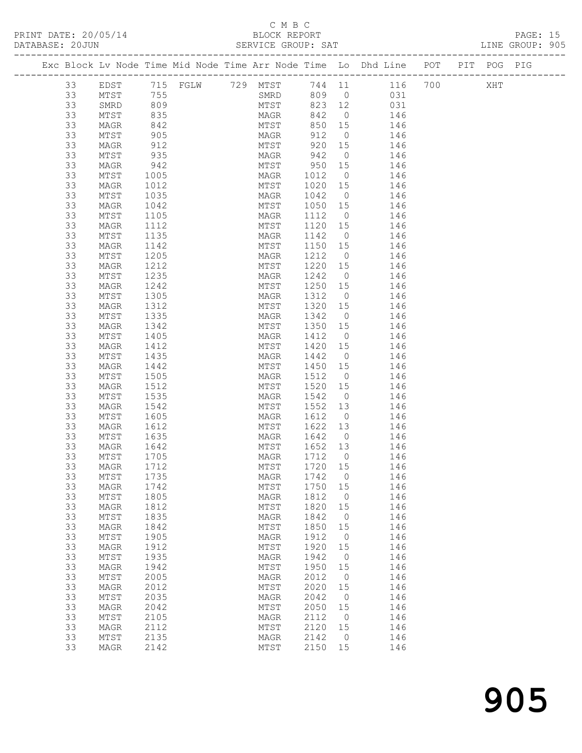C M B C

PRINT DATE: 20/05/14 BLOCK REPORT

DATABASE: 20JUN SERVICE GROUP: SAT LINE GROUP: 905

| Exc | Block | Lv | Node | Time | Mid | Node | Time | Arr | Node | Time | Lo | Dhd | Line | POT | PIT | POG | PIG |
|---|---|---|---|---|---|---|---|---|---|---|---|---|---|---|---|---|---|
| | 33 | | EDST | 715 | | FGLW | 729 | | MTST | 744 | 11 | | 116 | 700 | | XHT | |
| | 33 | | MTST | 755 | | | | | SMRD | 809 | 0 | | 031 | | | | |
| | 33 | | SMRD | 809 | | | | | MTST | 823 | 12 | | 031 | | | | |
| | 33 | | MTST | 835 | | | | | MAGR | 842 | 0 | | 146 | | | | |
| | 33 | | MAGR | 842 | | | | | MTST | 850 | 15 | | 146 | | | | |
| | 33 | | MTST | 905 | | | | | MAGR | 912 | 0 | | 146 | | | | |
| | 33 | | MAGR | 912 | | | | | MTST | 920 | 15 | | 146 | | | | |
| | 33 | | MTST | 935 | | | | | MAGR | 942 | 0 | | 146 | | | | |
| | 33 | | MAGR | 942 | | | | | MTST | 950 | 15 | | 146 | | | | |
| | 33 | | MTST | 1005 | | | | | MAGR | 1012 | 0 | | 146 | | | | |
| | 33 | | MAGR | 1012 | | | | | MTST | 1020 | 15 | | 146 | | | | |
| | 33 | | MTST | 1035 | | | | | MAGR | 1042 | 0 | | 146 | | | | |
| | 33 | | MAGR | 1042 | | | | | MTST | 1050 | 15 | | 146 | | | | |
| | 33 | | MTST | 1105 | | | | | MAGR | 1112 | 0 | | 146 | | | | |
| | 33 | | MAGR | 1112 | | | | | MTST | 1120 | 15 | | 146 | | | | |
| | 33 | | MTST | 1135 | | | | | MAGR | 1142 | 0 | | 146 | | | | |
| | 33 | | MAGR | 1142 | | | | | MTST | 1150 | 15 | | 146 | | | | |
| | 33 | | MTST | 1205 | | | | | MAGR | 1212 | 0 | | 146 | | | | |
| | 33 | | MAGR | 1212 | | | | | MTST | 1220 | 15 | | 146 | | | | |
| | 33 | | MTST | 1235 | | | | | MAGR | 1242 | 0 | | 146 | | | | |
| | 33 | | MAGR | 1242 | | | | | MTST | 1250 | 15 | | 146 | | | | |
| | 33 | | MTST | 1305 | | | | | MAGR | 1312 | 0 | | 146 | | | | |
| | 33 | | MAGR | 1312 | | | | | MTST | 1320 | 15 | | 146 | | | | |
| | 33 | | MTST | 1335 | | | | | MAGR | 1342 | 0 | | 146 | | | | |
| | 33 | | MAGR | 1342 | | | | | MTST | 1350 | 15 | | 146 | | | | |
| | 33 | | MTST | 1405 | | | | | MAGR | 1412 | 0 | | 146 | | | | |
| | 33 | | MAGR | 1412 | | | | | MTST | 1420 | 15 | | 146 | | | | |
| | 33 | | MTST | 1435 | | | | | MAGR | 1442 | 0 | | 146 | | | | |
| | 33 | | MAGR | 1442 | | | | | MTST | 1450 | 15 | | 146 | | | | |
| | 33 | | MTST | 1505 | | | | | MAGR | 1512 | 0 | | 146 | | | | |
| | 33 | | MAGR | 1512 | | | | | MTST | 1520 | 15 | | 146 | | | | |
| | 33 | | MTST | 1535 | | | | | MAGR | 1542 | 0 | | 146 | | | | |
| | 33 | | MAGR | 1542 | | | | | MTST | 1552 | 13 | | 146 | | | | |
| | 33 | | MTST | 1605 | | | | | MAGR | 1612 | 0 | | 146 | | | | |
| | 33 | | MAGR | 1612 | | | | | MTST | 1622 | 13 | | 146 | | | | |
| | 33 | | MTST | 1635 | | | | | MAGR | 1642 | 0 | | 146 | | | | |
| | 33 | | MAGR | 1642 | | | | | MTST | 1652 | 13 | | 146 | | | | |
| | 33 | | MTST | 1705 | | | | | MAGR | 1712 | 0 | | 146 | | | | |
| | 33 | | MAGR | 1712 | | | | | MTST | 1720 | 15 | | 146 | | | | |
| | 33 | | MTST | 1735 | | | | | MAGR | 1742 | 0 | | 146 | | | | |
| | 33 | | MAGR | 1742 | | | | | MTST | 1750 | 15 | | 146 | | | | |
| | 33 | | MTST | 1805 | | | | | MAGR | 1812 | 0 | | 146 | | | | |
| | 33 | | MAGR | 1812 | | | | | MTST | 1820 | 15 | | 146 | | | | |
| | 33 | | MTST | 1835 | | | | | MAGR | 1842 | 0 | | 146 | | | | |
| | 33 | | MAGR | 1842 | | | | | MTST | 1850 | 15 | | 146 | | | | |
| | 33 | | MTST | 1905 | | | | | MAGR | 1912 | 0 | | 146 | | | | |
| | 33 | | MAGR | 1912 | | | | | MTST | 1920 | 15 | | 146 | | | | |
| | 33 | | MTST | 1935 | | | | | MAGR | 1942 | 0 | | 146 | | | | |
| | 33 | | MAGR | 1942 | | | | | MTST | 1950 | 15 | | 146 | | | | |
| | 33 | | MTST | 2005 | | | | | MAGR | 2012 | 0 | | 146 | | | | |
| | 33 | | MAGR | 2012 | | | | | MTST | 2020 | 15 | | 146 | | | | |
| | 33 | | MTST | 2035 | | | | | MAGR | 2042 | 0 | | 146 | | | | |
| | 33 | | MAGR | 2042 | | | | | MTST | 2050 | 15 | | 146 | | | | |
| | 33 | | MTST | 2105 | | | | | MAGR | 2112 | 0 | | 146 | | | | |
| | 33 | | MAGR | 2112 | | | | | MTST | 2120 | 15 | | 146 | | | | |
| | 33 | | MTST | 2135 | | | | | MAGR | 2142 | 0 | | 146 | | | | |
| | 33 | | MAGR | 2142 | | | | | MTST | 2150 | 15 | | 146 | | | | |

905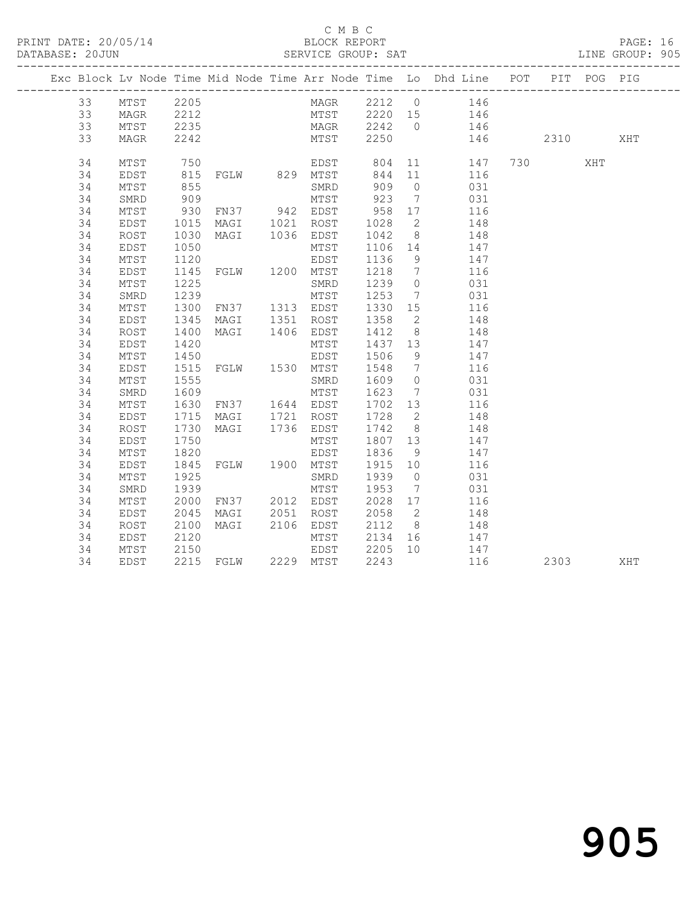C M B C

PRINT DATE: 20/05/14 BLOCK REPORT

DATABASE: 20JUN SERVICE GROUP: SAT LINE GROUP: 905

| Exc | Block | Lv | Node | Time | Mid Node | Time | Arr Node | Time | Lo | Dhd Line | POT | PIT | POG | PIG |
|---|---|---|---|---|---|---|---|---|---|---|---|---|---|---|
| | 33 | | MTST | 2205 | | | MAGR | 2212 | 0 | 146 | | | | |
| | 33 | | MAGR | 2212 | | | MTST | 2220 | 15 | 146 | | | | |
| | 33 | | MTST | 2235 | | | MAGR | 2242 | 0 | 146 | | | | |
| | 33 | | MAGR | 2242 | | | MTST | 2250 | | 146 | | 2310 | | XHT |
| | 34 | | MTST | 750 | | | EDST | 804 | 11 | 147 | 730 | | XHT | |
| | 34 | | EDST | 815 | FGLW | 829 | MTST | 844 | 11 | 116 | | | | |
| | 34 | | MTST | 855 | | | SMRD | 909 | 0 | 031 | | | | |
| | 34 | | SMRD | 909 | | | MTST | 923 | 7 | 031 | | | | |
| | 34 | | MTST | 930 | FN37 | 942 | EDST | 958 | 17 | 116 | | | | |
| | 34 | | EDST | 1015 | MAGI | 1021 | ROST | 1028 | 2 | 148 | | | | |
| | 34 | | ROST | 1030 | MAGI | 1036 | EDST | 1042 | 8 | 148 | | | | |
| | 34 | | EDST | 1050 | | | MTST | 1106 | 14 | 147 | | | | |
| | 34 | | MTST | 1120 | | | EDST | 1136 | 9 | 147 | | | | |
| | 34 | | EDST | 1145 | FGLW | 1200 | MTST | 1218 | 7 | 116 | | | | |
| | 34 | | MTST | 1225 | | | SMRD | 1239 | 0 | 031 | | | | |
| | 34 | | SMRD | 1239 | | | MTST | 1253 | 7 | 031 | | | | |
| | 34 | | MTST | 1300 | FN37 | 1313 | EDST | 1330 | 15 | 116 | | | | |
| | 34 | | EDST | 1345 | MAGI | 1351 | ROST | 1358 | 2 | 148 | | | | |
| | 34 | | ROST | 1400 | MAGI | 1406 | EDST | 1412 | 8 | 148 | | | | |
| | 34 | | EDST | 1420 | | | MTST | 1437 | 13 | 147 | | | | |
| | 34 | | MTST | 1450 | | | EDST | 1506 | 9 | 147 | | | | |
| | 34 | | EDST | 1515 | FGLW | 1530 | MTST | 1548 | 7 | 116 | | | | |
| | 34 | | MTST | 1555 | | | SMRD | 1609 | 0 | 031 | | | | |
| | 34 | | SMRD | 1609 | | | MTST | 1623 | 7 | 031 | | | | |
| | 34 | | MTST | 1630 | FN37 | 1644 | EDST | 1702 | 13 | 116 | | | | |
| | 34 | | EDST | 1715 | MAGI | 1721 | ROST | 1728 | 2 | 148 | | | | |
| | 34 | | ROST | 1730 | MAGI | 1736 | EDST | 1742 | 8 | 148 | | | | |
| | 34 | | EDST | 1750 | | | MTST | 1807 | 13 | 147 | | | | |
| | 34 | | MTST | 1820 | | | EDST | 1836 | 9 | 147 | | | | |
| | 34 | | EDST | 1845 | FGLW | 1900 | MTST | 1915 | 10 | 116 | | | | |
| | 34 | | MTST | 1925 | | | SMRD | 1939 | 0 | 031 | | | | |
| | 34 | | SMRD | 1939 | | | MTST | 1953 | 7 | 031 | | | | |
| | 34 | | MTST | 2000 | FN37 | 2012 | EDST | 2028 | 17 | 116 | | | | |
| | 34 | | EDST | 2045 | MAGI | 2051 | ROST | 2058 | 2 | 148 | | | | |
| | 34 | | ROST | 2100 | MAGI | 2106 | EDST | 2112 | 8 | 148 | | | | |
| | 34 | | EDST | 2120 | | | MTST | 2134 | 16 | 147 | | | | |
| | 34 | | MTST | 2150 | | | EDST | 2205 | 10 | 147 | | | | |
| | 34 | | EDST | 2215 | FGLW | 2229 | MTST | 2243 | | 116 | | 2303 | | XHT |

905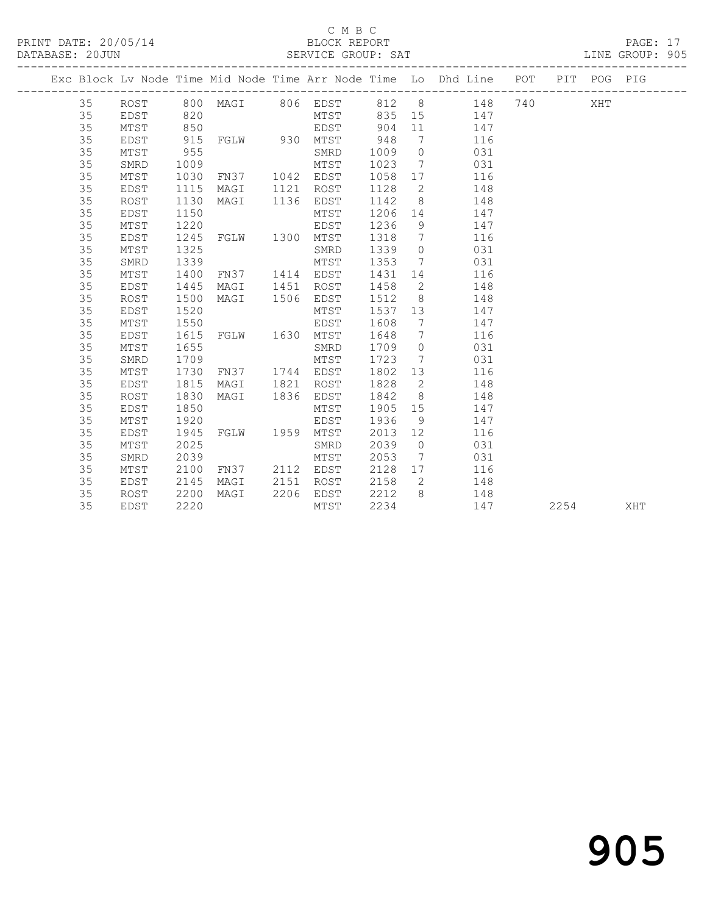C M B C

PRINT DATE: 20/05/14 BLOCK REPORT
DATABASE: 20JUN SERVICE GROUP: SAT LINE GROUP: 905

| Exc | Block | Lv | Node | Time | Mid Node | Time | Arr Node | Time | Lo | Dhd Line | POT | PIT | POG | PIG |
|---|---|---|---|---|---|---|---|---|---|---|---|---|---|---|
| | 35 | | ROST | 800 | MAGI | 806 | EDST | 812 | 8 | 148 | 740 | | XHT | |
| | 35 | | EDST | 820 | | | MTST | 835 | 15 | 147 | | | | |
| | 35 | | MTST | 850 | | | EDST | 904 | 11 | 147 | | | | |
| | 35 | | EDST | 915 | FGLW | 930 | MTST | 948 | 7 | 116 | | | | |
| | 35 | | MTST | 955 | | | SMRD | 1009 | 0 | 031 | | | | |
| | 35 | | SMRD | 1009 | | | MTST | 1023 | 7 | 031 | | | | |
| | 35 | | MTST | 1030 | FN37 | 1042 | EDST | 1058 | 17 | 116 | | | | |
| | 35 | | EDST | 1115 | MAGI | 1121 | ROST | 1128 | 2 | 148 | | | | |
| | 35 | | ROST | 1130 | MAGI | 1136 | EDST | 1142 | 8 | 148 | | | | |
| | 35 | | EDST | 1150 | | | MTST | 1206 | 14 | 147 | | | | |
| | 35 | | MTST | 1220 | | | EDST | 1236 | 9 | 147 | | | | |
| | 35 | | EDST | 1245 | FGLW | 1300 | MTST | 1318 | 7 | 116 | | | | |
| | 35 | | MTST | 1325 | | | SMRD | 1339 | 0 | 031 | | | | |
| | 35 | | SMRD | 1339 | | | MTST | 1353 | 7 | 031 | | | | |
| | 35 | | MTST | 1400 | FN37 | 1414 | EDST | 1431 | 14 | 116 | | | | |
| | 35 | | EDST | 1445 | MAGI | 1451 | ROST | 1458 | 2 | 148 | | | | |
| | 35 | | ROST | 1500 | MAGI | 1506 | EDST | 1512 | 8 | 148 | | | | |
| | 35 | | EDST | 1520 | | | MTST | 1537 | 13 | 147 | | | | |
| | 35 | | MTST | 1550 | | | EDST | 1608 | 7 | 147 | | | | |
| | 35 | | EDST | 1615 | FGLW | 1630 | MTST | 1648 | 7 | 116 | | | | |
| | 35 | | MTST | 1655 | | | SMRD | 1709 | 0 | 031 | | | | |
| | 35 | | SMRD | 1709 | | | MTST | 1723 | 7 | 031 | | | | |
| | 35 | | MTST | 1730 | FN37 | 1744 | EDST | 1802 | 13 | 116 | | | | |
| | 35 | | EDST | 1815 | MAGI | 1821 | ROST | 1828 | 2 | 148 | | | | |
| | 35 | | ROST | 1830 | MAGI | 1836 | EDST | 1842 | 8 | 148 | | | | |
| | 35 | | EDST | 1850 | | | MTST | 1905 | 15 | 147 | | | | |
| | 35 | | MTST | 1920 | | | EDST | 1936 | 9 | 147 | | | | |
| | 35 | | EDST | 1945 | FGLW | 1959 | MTST | 2013 | 12 | 116 | | | | |
| | 35 | | MTST | 2025 | | | SMRD | 2039 | 0 | 031 | | | | |
| | 35 | | SMRD | 2039 | | | MTST | 2053 | 7 | 031 | | | | |
| | 35 | | MTST | 2100 | FN37 | 2112 | EDST | 2128 | 17 | 116 | | | | |
| | 35 | | EDST | 2145 | MAGI | 2151 | ROST | 2158 | 2 | 148 | | | | |
| | 35 | | ROST | 2200 | MAGI | 2206 | EDST | 2212 | 8 | 148 | | | | |
| | 35 | | EDST | 2220 | | | MTST | 2234 | | 147 | | 2254 | | XHT |

905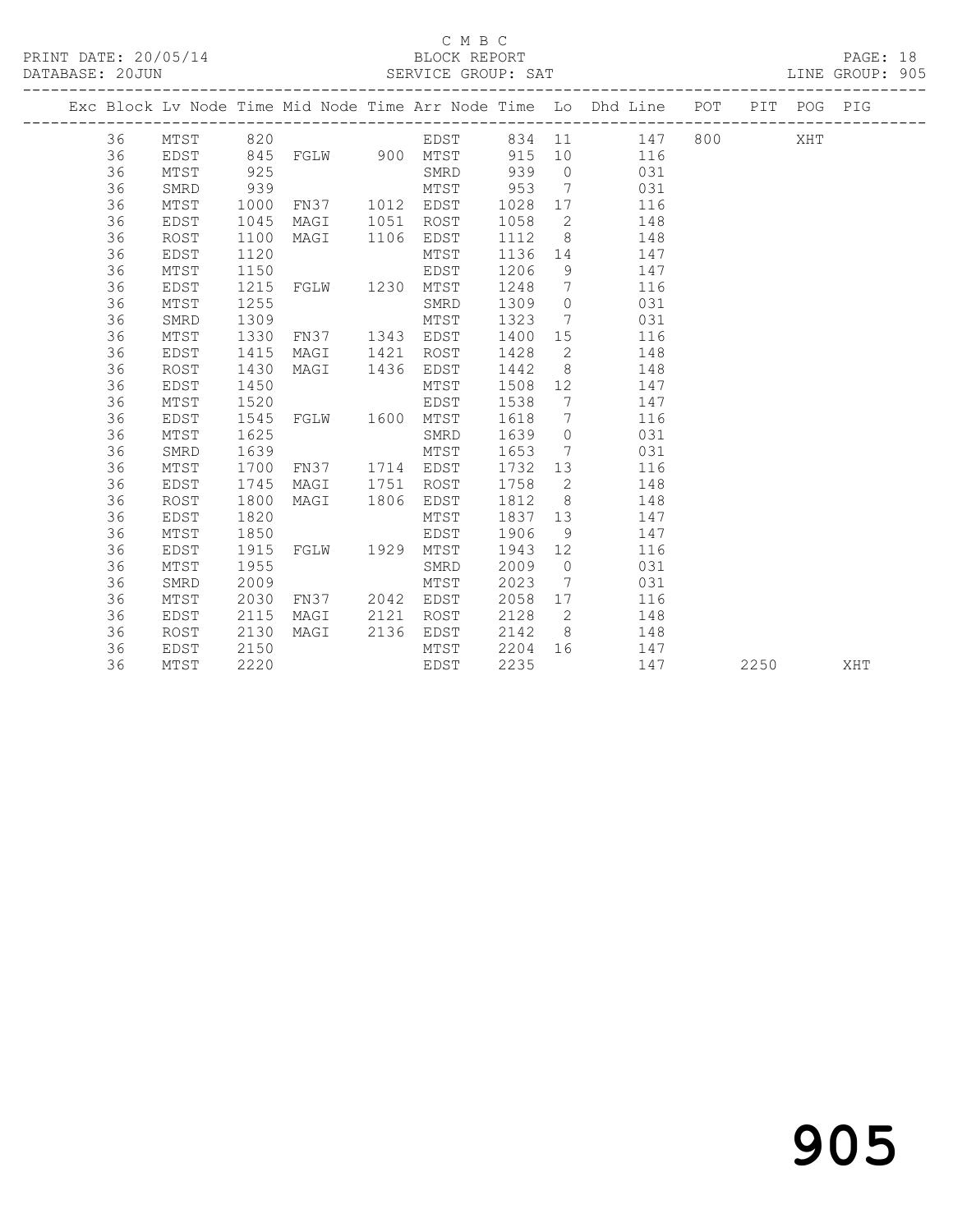C M B C
PRINT DATE: 20/05/14 BLOCK REPORT
DATABASE: 20JUN SERVICE GROUP: SAT LINE GROUP: 905

| Exc | Block | Lv | Node | Time | Mid Node | Time | Arr Node | Time | Lo | Dhd Line | POT | PIT | POG | PIG |
|---|---|---|---|---|---|---|---|---|---|---|---|---|---|---|
| | 36 | | MTST | 820 | | | EDST | 834 | 11 | 147 | 800 | | XHT | |
| | 36 | | EDST | 845 | FGLW | 900 | MTST | 915 | 10 | 116 | | | | |
| | 36 | | MTST | 925 | | | SMRD | 939 | 0 | 031 | | | | |
| | 36 | | SMRD | 939 | | | MTST | 953 | 7 | 031 | | | | |
| | 36 | | MTST | 1000 | FN37 | 1012 | EDST | 1028 | 17 | 116 | | | | |
| | 36 | | EDST | 1045 | MAGI | 1051 | ROST | 1058 | 2 | 148 | | | | |
| | 36 | | ROST | 1100 | MAGI | 1106 | EDST | 1112 | 8 | 148 | | | | |
| | 36 | | EDST | 1120 | | | MTST | 1136 | 14 | 147 | | | | |
| | 36 | | MTST | 1150 | | | EDST | 1206 | 9 | 147 | | | | |
| | 36 | | EDST | 1215 | FGLW | 1230 | MTST | 1248 | 7 | 116 | | | | |
| | 36 | | MTST | 1255 | | | SMRD | 1309 | 0 | 031 | | | | |
| | 36 | | SMRD | 1309 | | | MTST | 1323 | 7 | 031 | | | | |
| | 36 | | MTST | 1330 | FN37 | 1343 | EDST | 1400 | 15 | 116 | | | | |
| | 36 | | EDST | 1415 | MAGI | 1421 | ROST | 1428 | 2 | 148 | | | | |
| | 36 | | ROST | 1430 | MAGI | 1436 | EDST | 1442 | 8 | 148 | | | | |
| | 36 | | EDST | 1450 | | | MTST | 1508 | 12 | 147 | | | | |
| | 36 | | MTST | 1520 | | | EDST | 1538 | 7 | 147 | | | | |
| | 36 | | EDST | 1545 | FGLW | 1600 | MTST | 1618 | 7 | 116 | | | | |
| | 36 | | MTST | 1625 | | | SMRD | 1639 | 0 | 031 | | | | |
| | 36 | | SMRD | 1639 | | | MTST | 1653 | 7 | 031 | | | | |
| | 36 | | MTST | 1700 | FN37 | 1714 | EDST | 1732 | 13 | 116 | | | | |
| | 36 | | EDST | 1745 | MAGI | 1751 | ROST | 1758 | 2 | 148 | | | | |
| | 36 | | ROST | 1800 | MAGI | 1806 | EDST | 1812 | 8 | 148 | | | | |
| | 36 | | EDST | 1820 | | | MTST | 1837 | 13 | 147 | | | | |
| | 36 | | MTST | 1850 | | | EDST | 1906 | 9 | 147 | | | | |
| | 36 | | EDST | 1915 | FGLW | 1929 | MTST | 1943 | 12 | 116 | | | | |
| | 36 | | MTST | 1955 | | | SMRD | 2009 | 0 | 031 | | | | |
| | 36 | | SMRD | 2009 | | | MTST | 2023 | 7 | 031 | | | | |
| | 36 | | MTST | 2030 | FN37 | 2042 | EDST | 2058 | 17 | 116 | | | | |
| | 36 | | EDST | 2115 | MAGI | 2121 | ROST | 2128 | 2 | 148 | | | | |
| | 36 | | ROST | 2130 | MAGI | 2136 | EDST | 2142 | 8 | 148 | | | | |
| | 36 | | EDST | 2150 | | | MTST | 2204 | 16 | 147 | | | | |
| | 36 | | MTST | 2220 | | | EDST | 2235 | | 147 | | 2250 | | XHT |

905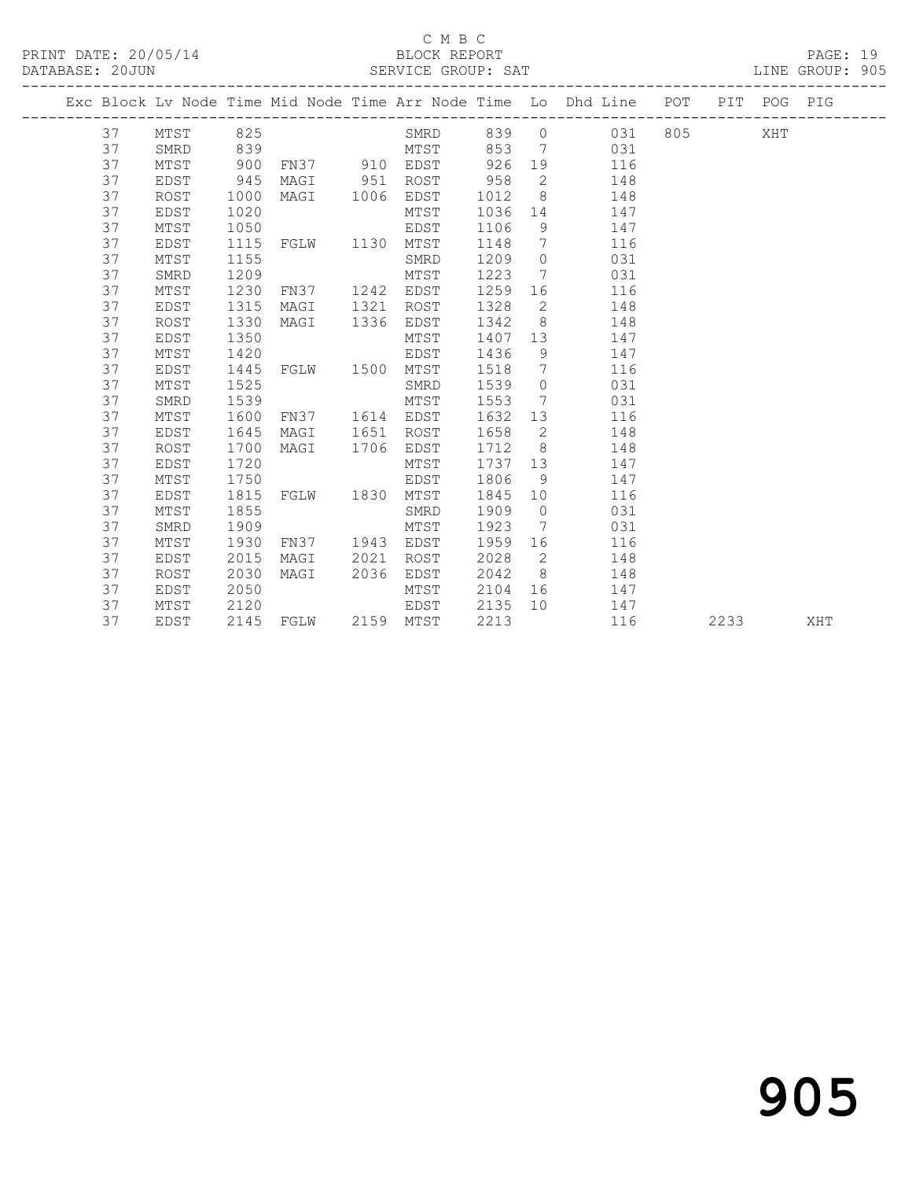C M B C
BLOCK REPORT
SERVICE GROUP: SAT

PRINT DATE: 20/05/14
DATABASE: 20JUN
LINE GROUP: 905

| Exc | Block | Lv | Node | Time | Mid Node | Time | Arr Node | Time | Lo | Dhd Line | POT | PIT | POG | PIG |
|---|---|---|---|---|---|---|---|---|---|---|---|---|---|---|
| | 37 | | MTST | 825 | | | SMRD | 839 | 0 | 031 | 805 | | XHT | |
| | 37 | | SMRD | 839 | | | MTST | 853 | 7 | 031 | | | | |
| | 37 | | MTST | 900 | FN37 | 910 | EDST | 926 | 19 | 116 | | | | |
| | 37 | | EDST | 945 | MAGI | 951 | ROST | 958 | 2 | 148 | | | | |
| | 37 | | ROST | 1000 | MAGI | 1006 | EDST | 1012 | 8 | 148 | | | | |
| | 37 | | EDST | 1020 | | | MTST | 1036 | 14 | 147 | | | | |
| | 37 | | MTST | 1050 | | | EDST | 1106 | 9 | 147 | | | | |
| | 37 | | EDST | 1115 | FGLW | 1130 | MTST | 1148 | 7 | 116 | | | | |
| | 37 | | MTST | 1155 | | | SMRD | 1209 | 0 | 031 | | | | |
| | 37 | | SMRD | 1209 | | | MTST | 1223 | 7 | 031 | | | | |
| | 37 | | MTST | 1230 | FN37 | 1242 | EDST | 1259 | 16 | 116 | | | | |
| | 37 | | EDST | 1315 | MAGI | 1321 | ROST | 1328 | 2 | 148 | | | | |
| | 37 | | ROST | 1330 | MAGI | 1336 | EDST | 1342 | 8 | 148 | | | | |
| | 37 | | EDST | 1350 | | | MTST | 1407 | 13 | 147 | | | | |
| | 37 | | MTST | 1420 | | | EDST | 1436 | 9 | 147 | | | | |
| | 37 | | EDST | 1445 | FGLW | 1500 | MTST | 1518 | 7 | 116 | | | | |
| | 37 | | MTST | 1525 | | | SMRD | 1539 | 0 | 031 | | | | |
| | 37 | | SMRD | 1539 | | | MTST | 1553 | 7 | 031 | | | | |
| | 37 | | MTST | 1600 | FN37 | 1614 | EDST | 1632 | 13 | 116 | | | | |
| | 37 | | EDST | 1645 | MAGI | 1651 | ROST | 1658 | 2 | 148 | | | | |
| | 37 | | ROST | 1700 | MAGI | 1706 | EDST | 1712 | 8 | 148 | | | | |
| | 37 | | EDST | 1720 | | | MTST | 1737 | 13 | 147 | | | | |
| | 37 | | MTST | 1750 | | | EDST | 1806 | 9 | 147 | | | | |
| | 37 | | EDST | 1815 | FGLW | 1830 | MTST | 1845 | 10 | 116 | | | | |
| | 37 | | MTST | 1855 | | | SMRD | 1909 | 0 | 031 | | | | |
| | 37 | | SMRD | 1909 | | | MTST | 1923 | 7 | 031 | | | | |
| | 37 | | MTST | 1930 | FN37 | 1943 | EDST | 1959 | 16 | 116 | | | | |
| | 37 | | EDST | 2015 | MAGI | 2021 | ROST | 2028 | 2 | 148 | | | | |
| | 37 | | ROST | 2030 | MAGI | 2036 | EDST | 2042 | 8 | 148 | | | | |
| | 37 | | EDST | 2050 | | | MTST | 2104 | 16 | 147 | | | | |
| | 37 | | MTST | 2120 | | | EDST | 2135 | 10 | 147 | | | | |
| | 37 | | EDST | 2145 | FGLW | 2159 | MTST | 2213 | | 116 | | 2233 | | XHT |

905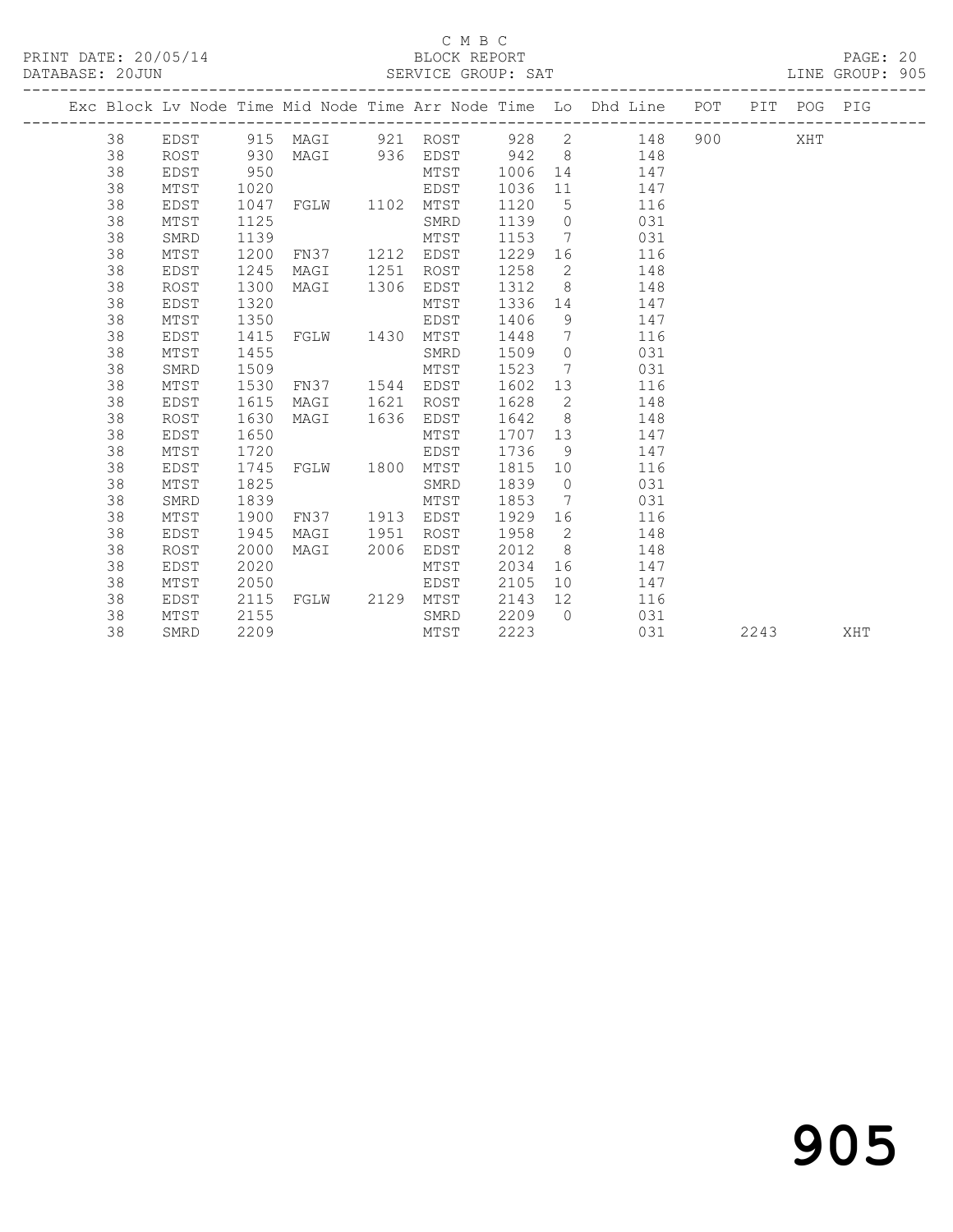C M B C

PRINT DATE: 20/05/14 BLOCK REPORT
DATABASE: 20JUN SERVICE GROUP: SAT LINE GROUP: 905

| Exc | Block | Lv | Node | Time | Mid Node | Time | Arr Node | Time | Lo | Dhd Line | POT | PIT | POG | PIG |
|---|---|---|---|---|---|---|---|---|---|---|---|---|---|---|
| | 38 | | EDST | 915 | MAGI | 921 | ROST | 928 | 2 | 148 | 900 | | XHT | |
| | 38 | | ROST | 930 | MAGI | 936 | EDST | 942 | 8 | 148 | | | | |
| | 38 | | EDST | 950 | | | MTST | 1006 | 14 | 147 | | | | |
| | 38 | | MTST | 1020 | | | EDST | 1036 | 11 | 147 | | | | |
| | 38 | | EDST | 1047 | FGLW | 1102 | MTST | 1120 | 5 | 116 | | | | |
| | 38 | | MTST | 1125 | | | SMRD | 1139 | 0 | 031 | | | | |
| | 38 | | SMRD | 1139 | | | MTST | 1153 | 7 | 031 | | | | |
| | 38 | | MTST | 1200 | FN37 | 1212 | EDST | 1229 | 16 | 116 | | | | |
| | 38 | | EDST | 1245 | MAGI | 1251 | ROST | 1258 | 2 | 148 | | | | |
| | 38 | | ROST | 1300 | MAGI | 1306 | EDST | 1312 | 8 | 148 | | | | |
| | 38 | | EDST | 1320 | | | MTST | 1336 | 14 | 147 | | | | |
| | 38 | | MTST | 1350 | | | EDST | 1406 | 9 | 147 | | | | |
| | 38 | | EDST | 1415 | FGLW | 1430 | MTST | 1448 | 7 | 116 | | | | |
| | 38 | | MTST | 1455 | | | SMRD | 1509 | 0 | 031 | | | | |
| | 38 | | SMRD | 1509 | | | MTST | 1523 | 7 | 031 | | | | |
| | 38 | | MTST | 1530 | FN37 | 1544 | EDST | 1602 | 13 | 116 | | | | |
| | 38 | | EDST | 1615 | MAGI | 1621 | ROST | 1628 | 2 | 148 | | | | |
| | 38 | | ROST | 1630 | MAGI | 1636 | EDST | 1642 | 8 | 148 | | | | |
| | 38 | | EDST | 1650 | | | MTST | 1707 | 13 | 147 | | | | |
| | 38 | | MTST | 1720 | | | EDST | 1736 | 9 | 147 | | | | |
| | 38 | | EDST | 1745 | FGLW | 1800 | MTST | 1815 | 10 | 116 | | | | |
| | 38 | | MTST | 1825 | | | SMRD | 1839 | 0 | 031 | | | | |
| | 38 | | SMRD | 1839 | | | MTST | 1853 | 7 | 031 | | | | |
| | 38 | | MTST | 1900 | FN37 | 1913 | EDST | 1929 | 16 | 116 | | | | |
| | 38 | | EDST | 1945 | MAGI | 1951 | ROST | 1958 | 2 | 148 | | | | |
| | 38 | | ROST | 2000 | MAGI | 2006 | EDST | 2012 | 8 | 148 | | | | |
| | 38 | | EDST | 2020 | | | MTST | 2034 | 16 | 147 | | | | |
| | 38 | | MTST | 2050 | | | EDST | 2105 | 10 | 147 | | | | |
| | 38 | | EDST | 2115 | FGLW | 2129 | MTST | 2143 | 12 | 116 | | | | |
| | 38 | | MTST | 2155 | | | SMRD | 2209 | 0 | 031 | | | | |
| | 38 | | SMRD | 2209 | | | MTST | 2223 | | 031 | | 2243 | | XHT |

905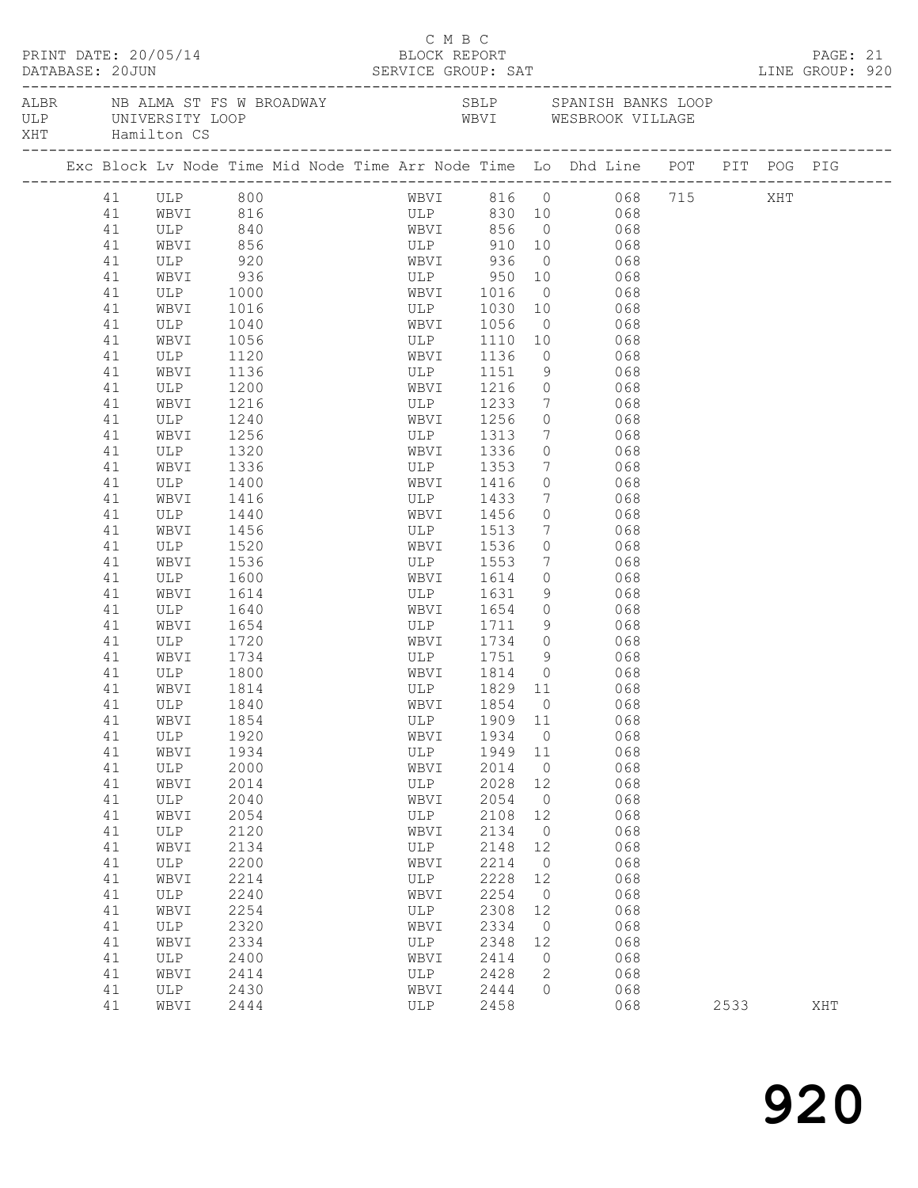C M B C
BLOCK REPORT
SERVICE GROUP: SAT

PRINT DATE: 20/05/14
DATABASE: 20JUN

LINE GROUP: 920

| | | | |
|---|---|---|---|
| ALBR | NB ALMA ST FS W BROADWAY | SBLP | SPANISH BANKS LOOP |
| ULP | UNIVERSITY LOOP | WBVI | WESBROOK VILLAGE |
| XHT | Hamilton CS | | |

| Exc | Block | Lv Node | Time | Mid Node | Time | Arr Node | Time | Lo | Dhd Line | POT | PIT | POG | PIG |
|---|---|---|---|---|---|---|---|---|---|---|---|---|---|
| | 41 | ULP | 800 | | | WBVI | 816 | 0 | 068 | 715 | | XHT | |
| | 41 | WBVI | 816 | | | ULP | 830 | 10 | 068 | | | | |
| | 41 | ULP | 840 | | | WBVI | 856 | 0 | 068 | | | | |
| | 41 | WBVI | 856 | | | ULP | 910 | 10 | 068 | | | | |
| | 41 | ULP | 920 | | | WBVI | 936 | 0 | 068 | | | | |
| | 41 | WBVI | 936 | | | ULP | 950 | 10 | 068 | | | | |
| | 41 | ULP | 1000 | | | WBVI | 1016 | 0 | 068 | | | | |
| | 41 | WBVI | 1016 | | | ULP | 1030 | 10 | 068 | | | | |
| | 41 | ULP | 1040 | | | WBVI | 1056 | 0 | 068 | | | | |
| | 41 | WBVI | 1056 | | | ULP | 1110 | 10 | 068 | | | | |
| | 41 | ULP | 1120 | | | WBVI | 1136 | 0 | 068 | | | | |
| | 41 | WBVI | 1136 | | | ULP | 1151 | 9 | 068 | | | | |
| | 41 | ULP | 1200 | | | WBVI | 1216 | 0 | 068 | | | | |
| | 41 | WBVI | 1216 | | | ULP | 1233 | 7 | 068 | | | | |
| | 41 | ULP | 1240 | | | WBVI | 1256 | 0 | 068 | | | | |
| | 41 | WBVI | 1256 | | | ULP | 1313 | 7 | 068 | | | | |
| | 41 | ULP | 1320 | | | WBVI | 1336 | 0 | 068 | | | | |
| | 41 | WBVI | 1336 | | | ULP | 1353 | 7 | 068 | | | | |
| | 41 | ULP | 1400 | | | WBVI | 1416 | 0 | 068 | | | | |
| | 41 | WBVI | 1416 | | | ULP | 1433 | 7 | 068 | | | | |
| | 41 | ULP | 1440 | | | WBVI | 1456 | 0 | 068 | | | | |
| | 41 | WBVI | 1456 | | | ULP | 1513 | 7 | 068 | | | | |
| | 41 | ULP | 1520 | | | WBVI | 1536 | 0 | 068 | | | | |
| | 41 | WBVI | 1536 | | | ULP | 1553 | 7 | 068 | | | | |
| | 41 | ULP | 1600 | | | WBVI | 1614 | 0 | 068 | | | | |
| | 41 | WBVI | 1614 | | | ULP | 1631 | 9 | 068 | | | | |
| | 41 | ULP | 1640 | | | WBVI | 1654 | 0 | 068 | | | | |
| | 41 | WBVI | 1654 | | | ULP | 1711 | 9 | 068 | | | | |
| | 41 | ULP | 1720 | | | WBVI | 1734 | 0 | 068 | | | | |
| | 41 | WBVI | 1734 | | | ULP | 1751 | 9 | 068 | | | | |
| | 41 | ULP | 1800 | | | WBVI | 1814 | 0 | 068 | | | | |
| | 41 | WBVI | 1814 | | | ULP | 1829 | 11 | 068 | | | | |
| | 41 | ULP | 1840 | | | WBVI | 1854 | 0 | 068 | | | | |
| | 41 | WBVI | 1854 | | | ULP | 1909 | 11 | 068 | | | | |
| | 41 | ULP | 1920 | | | WBVI | 1934 | 0 | 068 | | | | |
| | 41 | WBVI | 1934 | | | ULP | 1949 | 11 | 068 | | | | |
| | 41 | ULP | 2000 | | | WBVI | 2014 | 0 | 068 | | | | |
| | 41 | WBVI | 2014 | | | ULP | 2028 | 12 | 068 | | | | |
| | 41 | ULP | 2040 | | | WBVI | 2054 | 0 | 068 | | | | |
| | 41 | WBVI | 2054 | | | ULP | 2108 | 12 | 068 | | | | |
| | 41 | ULP | 2120 | | | WBVI | 2134 | 0 | 068 | | | | |
| | 41 | WBVI | 2134 | | | ULP | 2148 | 12 | 068 | | | | |
| | 41 | ULP | 2200 | | | WBVI | 2214 | 0 | 068 | | | | |
| | 41 | WBVI | 2214 | | | ULP | 2228 | 12 | 068 | | | | |
| | 41 | ULP | 2240 | | | WBVI | 2254 | 0 | 068 | | | | |
| | 41 | WBVI | 2254 | | | ULP | 2308 | 12 | 068 | | | | |
| | 41 | ULP | 2320 | | | WBVI | 2334 | 0 | 068 | | | | |
| | 41 | WBVI | 2334 | | | ULP | 2348 | 12 | 068 | | | | |
| | 41 | ULP | 2400 | | | WBVI | 2414 | 0 | 068 | | | | |
| | 41 | WBVI | 2414 | | | ULP | 2428 | 2 | 068 | | | | |
| | 41 | ULP | 2430 | | | WBVI | 2444 | 0 | 068 | | | | |
| | 41 | WBVI | 2444 | | | ULP | 2458 | | 068 | | 2533 | | XHT |

920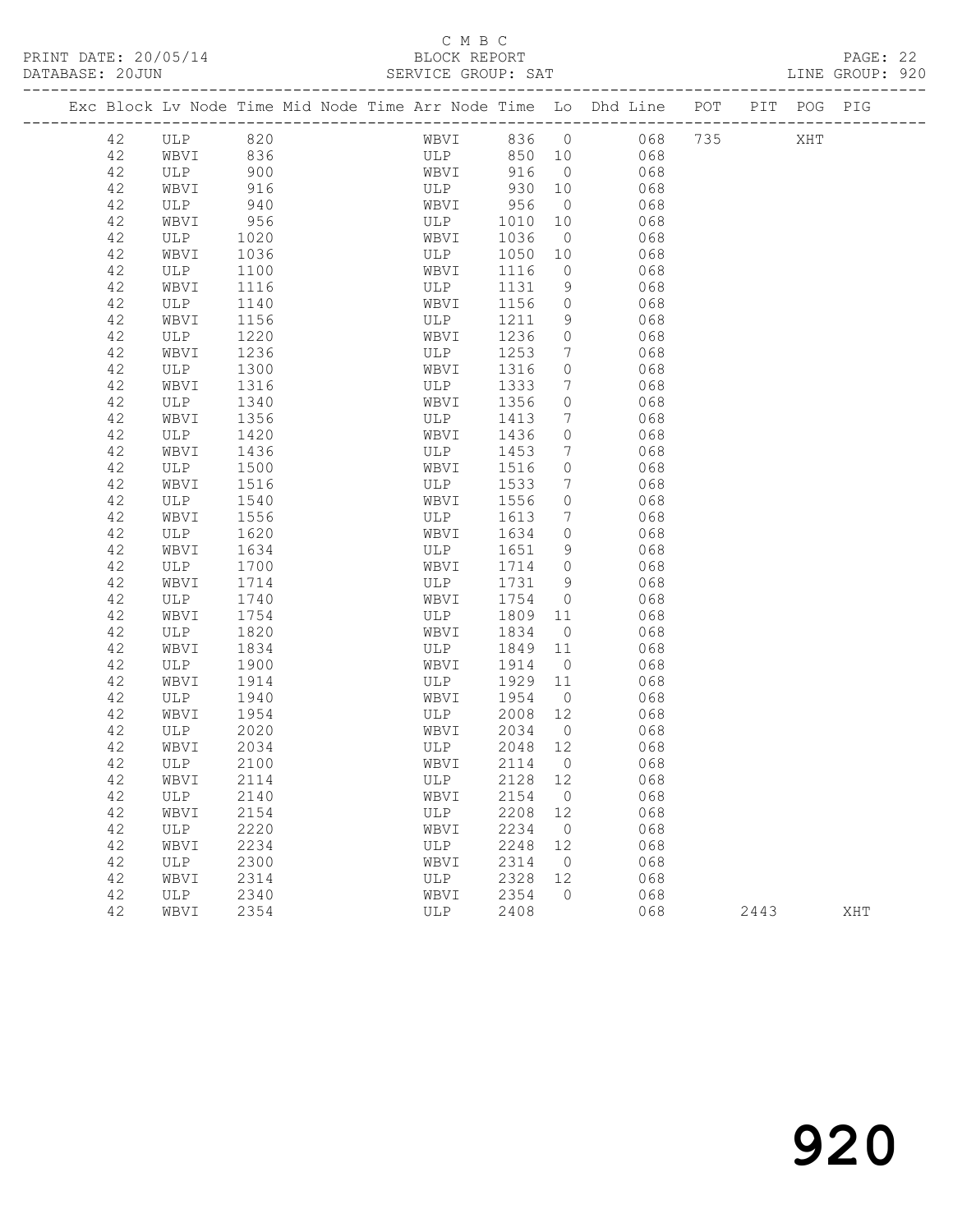C M B C

PRINT DATE: 20/05/14 BLOCK REPORT

DATABASE: 20JUN SERVICE GROUP: SAT LINE GROUP: 920

| Exc | Block | Lv | Node | Time | Mid Node | Time | Arr Node | Time | Lo | Dhd Line | POT | PIT | POG | PIG |
|---|---|---|---|---|---|---|---|---|---|---|---|---|---|---|
| | 42 | | ULP | 820 | | | WBVI | 836 | 0 | 068 | 735 | | XHT | |
| | 42 | | WBVI | 836 | | | ULP | 850 | 10 | 068 | | | | |
| | 42 | | ULP | 900 | | | WBVI | 916 | 0 | 068 | | | | |
| | 42 | | WBVI | 916 | | | ULP | 930 | 10 | 068 | | | | |
| | 42 | | ULP | 940 | | | WBVI | 956 | 0 | 068 | | | | |
| | 42 | | WBVI | 956 | | | ULP | 1010 | 10 | 068 | | | | |
| | 42 | | ULP | 1020 | | | WBVI | 1036 | 0 | 068 | | | | |
| | 42 | | WBVI | 1036 | | | ULP | 1050 | 10 | 068 | | | | |
| | 42 | | ULP | 1100 | | | WBVI | 1116 | 0 | 068 | | | | |
| | 42 | | WBVI | 1116 | | | ULP | 1131 | 9 | 068 | | | | |
| | 42 | | ULP | 1140 | | | WBVI | 1156 | 0 | 068 | | | | |
| | 42 | | WBVI | 1156 | | | ULP | 1211 | 9 | 068 | | | | |
| | 42 | | ULP | 1220 | | | WBVI | 1236 | 0 | 068 | | | | |
| | 42 | | WBVI | 1236 | | | ULP | 1253 | 7 | 068 | | | | |
| | 42 | | ULP | 1300 | | | WBVI | 1316 | 0 | 068 | | | | |
| | 42 | | WBVI | 1316 | | | ULP | 1333 | 7 | 068 | | | | |
| | 42 | | ULP | 1340 | | | WBVI | 1356 | 0 | 068 | | | | |
| | 42 | | WBVI | 1356 | | | ULP | 1413 | 7 | 068 | | | | |
| | 42 | | ULP | 1420 | | | WBVI | 1436 | 0 | 068 | | | | |
| | 42 | | WBVI | 1436 | | | ULP | 1453 | 7 | 068 | | | | |
| | 42 | | ULP | 1500 | | | WBVI | 1516 | 0 | 068 | | | | |
| | 42 | | WBVI | 1516 | | | ULP | 1533 | 7 | 068 | | | | |
| | 42 | | ULP | 1540 | | | WBVI | 1556 | 0 | 068 | | | | |
| | 42 | | WBVI | 1556 | | | ULP | 1613 | 7 | 068 | | | | |
| | 42 | | ULP | 1620 | | | WBVI | 1634 | 0 | 068 | | | | |
| | 42 | | WBVI | 1634 | | | ULP | 1651 | 9 | 068 | | | | |
| | 42 | | ULP | 1700 | | | WBVI | 1714 | 0 | 068 | | | | |
| | 42 | | WBVI | 1714 | | | ULP | 1731 | 9 | 068 | | | | |
| | 42 | | ULP | 1740 | | | WBVI | 1754 | 0 | 068 | | | | |
| | 42 | | WBVI | 1754 | | | ULP | 1809 | 11 | 068 | | | | |
| | 42 | | ULP | 1820 | | | WBVI | 1834 | 0 | 068 | | | | |
| | 42 | | WBVI | 1834 | | | ULP | 1849 | 11 | 068 | | | | |
| | 42 | | ULP | 1900 | | | WBVI | 1914 | 0 | 068 | | | | |
| | 42 | | WBVI | 1914 | | | ULP | 1929 | 11 | 068 | | | | |
| | 42 | | ULP | 1940 | | | WBVI | 1954 | 0 | 068 | | | | |
| | 42 | | WBVI | 1954 | | | ULP | 2008 | 12 | 068 | | | | |
| | 42 | | ULP | 2020 | | | WBVI | 2034 | 0 | 068 | | | | |
| | 42 | | WBVI | 2034 | | | ULP | 2048 | 12 | 068 | | | | |
| | 42 | | ULP | 2100 | | | WBVI | 2114 | 0 | 068 | | | | |
| | 42 | | WBVI | 2114 | | | ULP | 2128 | 12 | 068 | | | | |
| | 42 | | ULP | 2140 | | | WBVI | 2154 | 0 | 068 | | | | |
| | 42 | | WBVI | 2154 | | | ULP | 2208 | 12 | 068 | | | | |
| | 42 | | ULP | 2220 | | | WBVI | 2234 | 0 | 068 | | | | |
| | 42 | | WBVI | 2234 | | | ULP | 2248 | 12 | 068 | | | | |
| | 42 | | ULP | 2300 | | | WBVI | 2314 | 0 | 068 | | | | |
| | 42 | | WBVI | 2314 | | | ULP | 2328 | 12 | 068 | | | | |
| | 42 | | ULP | 2340 | | | WBVI | 2354 | 0 | 068 | | | | |
| | 42 | | WBVI | 2354 | | | ULP | 2408 | | 068 | | 2443 | | XHT |

# 920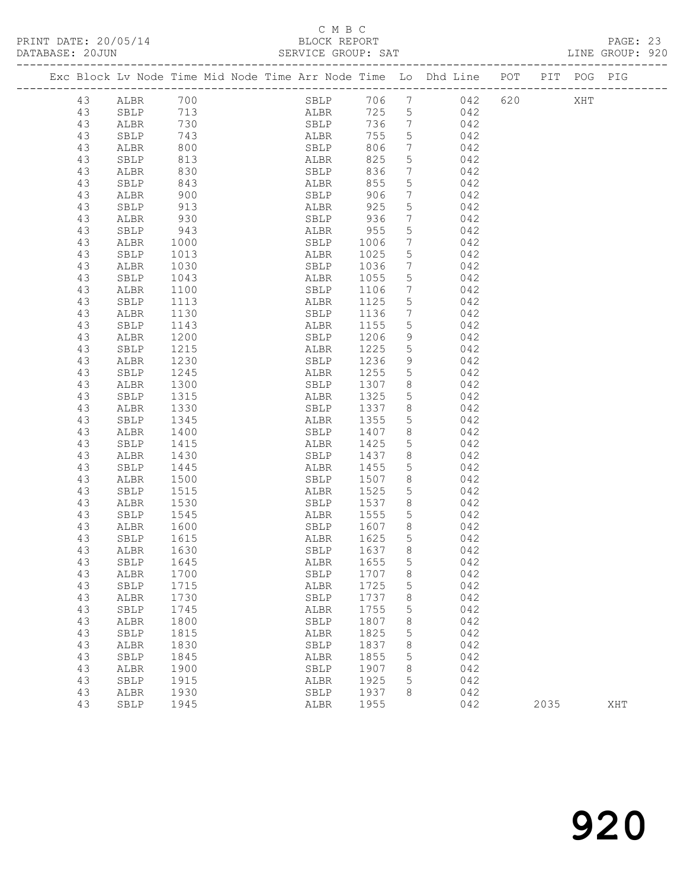C M B C
BLOCK REPORT
SERVICE GROUP: SAT

PRINT DATE: 20/05/14
DATABASE: 20JUN

LINE GROUP: 920

| Exc | Block | Lv | Node | Time | Mid Node | Time | Arr Node | Time | Lo | Dhd Line | POT | PIT | POG | PIG |
|---|---|---|---|---|---|---|---|---|---|---|---|---|---|---|
| | 43 | | ALBR | 700 | | | SBLP | 706 | 7 | 042 | 620 | | XHT | |
| | 43 | | SBLP | 713 | | | ALBR | 725 | 5 | 042 | | | | |
| | 43 | | ALBR | 730 | | | SBLP | 736 | 7 | 042 | | | | |
| | 43 | | SBLP | 743 | | | ALBR | 755 | 5 | 042 | | | | |
| | 43 | | ALBR | 800 | | | SBLP | 806 | 7 | 042 | | | | |
| | 43 | | SBLP | 813 | | | ALBR | 825 | 5 | 042 | | | | |
| | 43 | | ALBR | 830 | | | SBLP | 836 | 7 | 042 | | | | |
| | 43 | | SBLP | 843 | | | ALBR | 855 | 5 | 042 | | | | |
| | 43 | | ALBR | 900 | | | SBLP | 906 | 7 | 042 | | | | |
| | 43 | | SBLP | 913 | | | ALBR | 925 | 5 | 042 | | | | |
| | 43 | | ALBR | 930 | | | SBLP | 936 | 7 | 042 | | | | |
| | 43 | | SBLP | 943 | | | ALBR | 955 | 5 | 042 | | | | |
| | 43 | | ALBR | 1000 | | | SBLP | 1006 | 7 | 042 | | | | |
| | 43 | | SBLP | 1013 | | | ALBR | 1025 | 5 | 042 | | | | |
| | 43 | | ALBR | 1030 | | | SBLP | 1036 | 7 | 042 | | | | |
| | 43 | | SBLP | 1043 | | | ALBR | 1055 | 5 | 042 | | | | |
| | 43 | | ALBR | 1100 | | | SBLP | 1106 | 7 | 042 | | | | |
| | 43 | | SBLP | 1113 | | | ALBR | 1125 | 5 | 042 | | | | |
| | 43 | | ALBR | 1130 | | | SBLP | 1136 | 7 | 042 | | | | |
| | 43 | | SBLP | 1143 | | | ALBR | 1155 | 5 | 042 | | | | |
| | 43 | | ALBR | 1200 | | | SBLP | 1206 | 9 | 042 | | | | |
| | 43 | | SBLP | 1215 | | | ALBR | 1225 | 5 | 042 | | | | |
| | 43 | | ALBR | 1230 | | | SBLP | 1236 | 9 | 042 | | | | |
| | 43 | | SBLP | 1245 | | | ALBR | 1255 | 5 | 042 | | | | |
| | 43 | | ALBR | 1300 | | | SBLP | 1307 | 8 | 042 | | | | |
| | 43 | | SBLP | 1315 | | | ALBR | 1325 | 5 | 042 | | | | |
| | 43 | | ALBR | 1330 | | | SBLP | 1337 | 8 | 042 | | | | |
| | 43 | | SBLP | 1345 | | | ALBR | 1355 | 5 | 042 | | | | |
| | 43 | | ALBR | 1400 | | | SBLP | 1407 | 8 | 042 | | | | |
| | 43 | | SBLP | 1415 | | | ALBR | 1425 | 5 | 042 | | | | |
| | 43 | | ALBR | 1430 | | | SBLP | 1437 | 8 | 042 | | | | |
| | 43 | | SBLP | 1445 | | | ALBR | 1455 | 5 | 042 | | | | |
| | 43 | | ALBR | 1500 | | | SBLP | 1507 | 8 | 042 | | | | |
| | 43 | | SBLP | 1515 | | | ALBR | 1525 | 5 | 042 | | | | |
| | 43 | | ALBR | 1530 | | | SBLP | 1537 | 8 | 042 | | | | |
| | 43 | | SBLP | 1545 | | | ALBR | 1555 | 5 | 042 | | | | |
| | 43 | | ALBR | 1600 | | | SBLP | 1607 | 8 | 042 | | | | |
| | 43 | | SBLP | 1615 | | | ALBR | 1625 | 5 | 042 | | | | |
| | 43 | | ALBR | 1630 | | | SBLP | 1637 | 8 | 042 | | | | |
| | 43 | | SBLP | 1645 | | | ALBR | 1655 | 5 | 042 | | | | |
| | 43 | | ALBR | 1700 | | | SBLP | 1707 | 8 | 042 | | | | |
| | 43 | | SBLP | 1715 | | | ALBR | 1725 | 5 | 042 | | | | |
| | 43 | | ALBR | 1730 | | | SBLP | 1737 | 8 | 042 | | | | |
| | 43 | | SBLP | 1745 | | | ALBR | 1755 | 5 | 042 | | | | |
| | 43 | | ALBR | 1800 | | | SBLP | 1807 | 8 | 042 | | | | |
| | 43 | | SBLP | 1815 | | | ALBR | 1825 | 5 | 042 | | | | |
| | 43 | | ALBR | 1830 | | | SBLP | 1837 | 8 | 042 | | | | |
| | 43 | | SBLP | 1845 | | | ALBR | 1855 | 5 | 042 | | | | |
| | 43 | | ALBR | 1900 | | | SBLP | 1907 | 8 | 042 | | | | |
| | 43 | | SBLP | 1915 | | | ALBR | 1925 | 5 | 042 | | | | |
| | 43 | | ALBR | 1930 | | | SBLP | 1937 | 8 | 042 | | | | |
| | 43 | | SBLP | 1945 | | | ALBR | 1955 | | 042 | | 2035 | | XHT |

# 920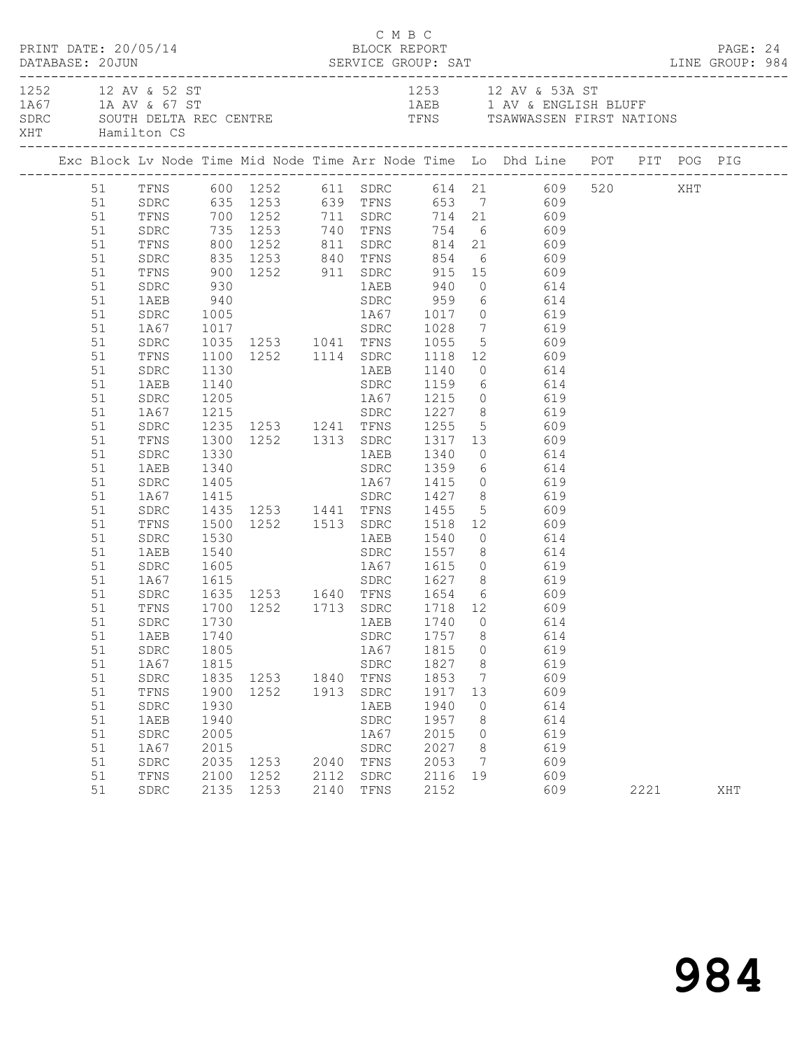C M B C

PRINT DATE: 20/05/14 BLOCK REPORT
DATABASE: 20JUN SERVICE GROUP: SAT LINE GROUP: 984

| | | | |
|---|---|---|---|
| 1252 | 12 AV & 52 ST | 1253 | 12 AV & 53A ST |
| 1A67 | 1A AV & 67 ST | 1AEB | 1 AV & ENGLISH BLUFF |
| SDRC | SOUTH DELTA REC CENTRE | TFNS | TSAWWASSEN FIRST NATIONS |
| XHT | Hamilton CS | | |

| Exc | Block | Lv Node | Time | Mid Node | Time | Arr Node | Time | Lo | Dhd Line | POT | PIT | POG | PIG |
|---|---|---|---|---|---|---|---|---|---|---|---|---|---|
| | 51 | TFNS | 600 | 1252 | 611 | SDRC | 614 | 21 | 609 | 520 | | XHT | |
| | 51 | SDRC | 635 | 1253 | 639 | TFNS | 653 | 7 | 609 | | | | |
| | 51 | TFNS | 700 | 1252 | 711 | SDRC | 714 | 21 | 609 | | | | |
| | 51 | SDRC | 735 | 1253 | 740 | TFNS | 754 | 6 | 609 | | | | |
| | 51 | TFNS | 800 | 1252 | 811 | SDRC | 814 | 21 | 609 | | | | |
| | 51 | SDRC | 835 | 1253 | 840 | TFNS | 854 | 6 | 609 | | | | |
| | 51 | TFNS | 900 | 1252 | 911 | SDRC | 915 | 15 | 609 | | | | |
| | 51 | SDRC | 930 | | | 1AEB | 940 | 0 | 614 | | | | |
| | 51 | 1AEB | 940 | | | SDRC | 959 | 6 | 614 | | | | |
| | 51 | SDRC | 1005 | | | 1A67 | 1017 | 0 | 619 | | | | |
| | 51 | 1A67 | 1017 | | | SDRC | 1028 | 7 | 619 | | | | |
| | 51 | SDRC | 1035 | 1253 | 1041 | TFNS | 1055 | 5 | 609 | | | | |
| | 51 | TFNS | 1100 | 1252 | 1114 | SDRC | 1118 | 12 | 609 | | | | |
| | 51 | SDRC | 1130 | | | 1AEB | 1140 | 0 | 614 | | | | |
| | 51 | 1AEB | 1140 | | | SDRC | 1159 | 6 | 614 | | | | |
| | 51 | SDRC | 1205 | | | 1A67 | 1215 | 0 | 619 | | | | |
| | 51 | 1A67 | 1215 | | | SDRC | 1227 | 8 | 619 | | | | |
| | 51 | SDRC | 1235 | 1253 | 1241 | TFNS | 1255 | 5 | 609 | | | | |
| | 51 | TFNS | 1300 | 1252 | 1313 | SDRC | 1317 | 13 | 609 | | | | |
| | 51 | SDRC | 1330 | | | 1AEB | 1340 | 0 | 614 | | | | |
| | 51 | 1AEB | 1340 | | | SDRC | 1359 | 6 | 614 | | | | |
| | 51 | SDRC | 1405 | | | 1A67 | 1415 | 0 | 619 | | | | |
| | 51 | 1A67 | 1415 | | | SDRC | 1427 | 8 | 619 | | | | |
| | 51 | SDRC | 1435 | 1253 | 1441 | TFNS | 1455 | 5 | 609 | | | | |
| | 51 | TFNS | 1500 | 1252 | 1513 | SDRC | 1518 | 12 | 609 | | | | |
| | 51 | SDRC | 1530 | | | 1AEB | 1540 | 0 | 614 | | | | |
| | 51 | 1AEB | 1540 | | | SDRC | 1557 | 8 | 614 | | | | |
| | 51 | SDRC | 1605 | | | 1A67 | 1615 | 0 | 619 | | | | |
| | 51 | 1A67 | 1615 | | | SDRC | 1627 | 8 | 619 | | | | |
| | 51 | SDRC | 1635 | 1253 | 1640 | TFNS | 1654 | 6 | 609 | | | | |
| | 51 | TFNS | 1700 | 1252 | 1713 | SDRC | 1718 | 12 | 609 | | | | |
| | 51 | SDRC | 1730 | | | 1AEB | 1740 | 0 | 614 | | | | |
| | 51 | 1AEB | 1740 | | | SDRC | 1757 | 8 | 614 | | | | |
| | 51 | SDRC | 1805 | | | 1A67 | 1815 | 0 | 619 | | | | |
| | 51 | 1A67 | 1815 | | | SDRC | 1827 | 8 | 619 | | | | |
| | 51 | SDRC | 1835 | 1253 | 1840 | TFNS | 1853 | 7 | 609 | | | | |
| | 51 | TFNS | 1900 | 1252 | 1913 | SDRC | 1917 | 13 | 609 | | | | |
| | 51 | SDRC | 1930 | | | 1AEB | 1940 | 0 | 614 | | | | |
| | 51 | 1AEB | 1940 | | | SDRC | 1957 | 8 | 614 | | | | |
| | 51 | SDRC | 2005 | | | 1A67 | 2015 | 0 | 619 | | | | |
| | 51 | 1A67 | 2015 | | | SDRC | 2027 | 8 | 619 | | | | |
| | 51 | SDRC | 2035 | 1253 | 2040 | TFNS | 2053 | 7 | 609 | | | | |
| | 51 | TFNS | 2100 | 1252 | 2112 | SDRC | 2116 | 19 | 609 | | | | |
| | 51 | SDRC | 2135 | 1253 | 2140 | TFNS | 2152 | | 609 | | 2221 | | XHT |

# 984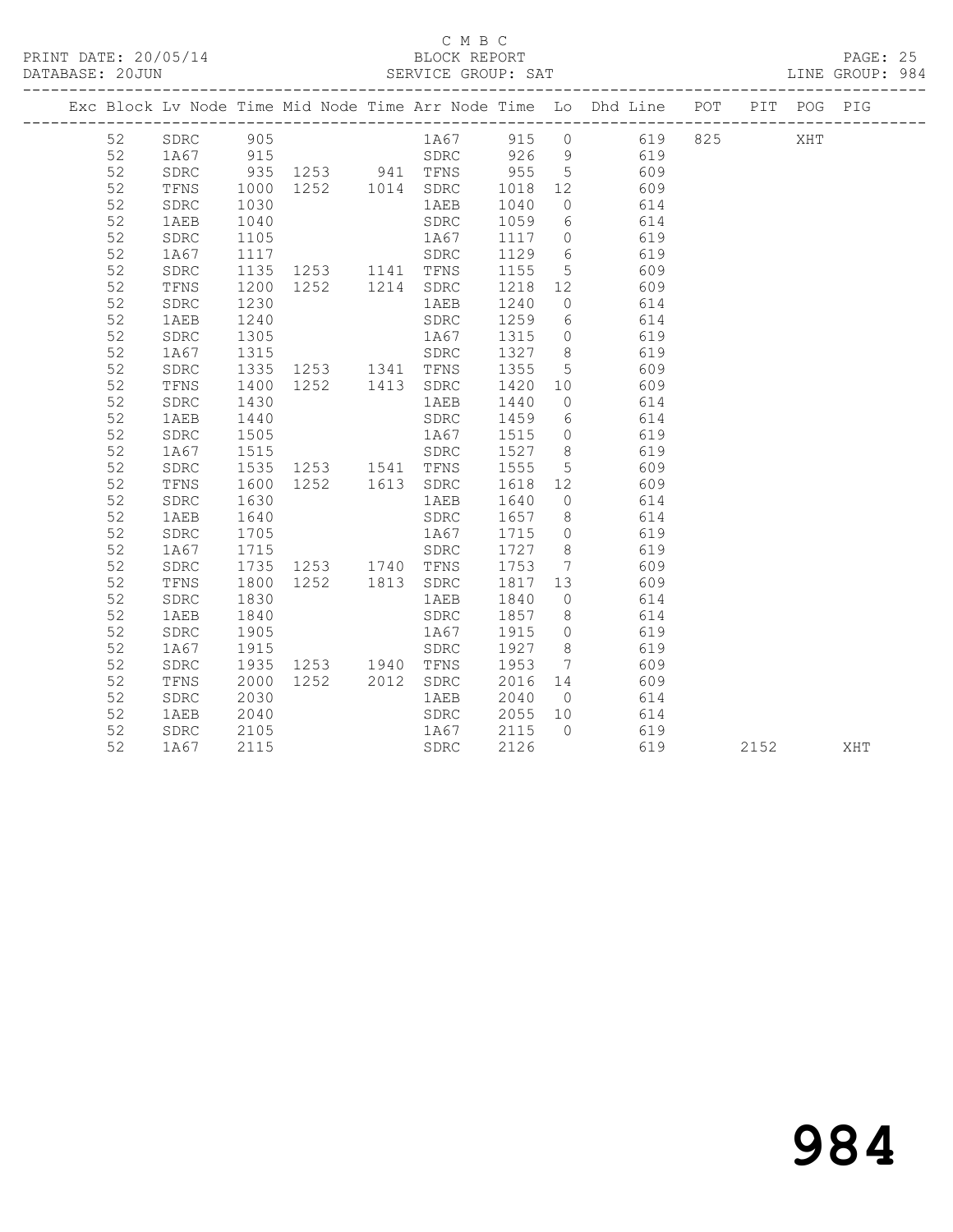C M B C

BLOCK REPORT

SERVICE GROUP: SAT

PRINT DATE: 20/05/14

DATABASE: 20JUN

LINE GROUP: 984

| Exc | Block | Lv Node | Time | Mid Node | Time | Arr Node | Time | Lo | Dhd Line | POT | PIT | POG | PIG |
|---|---|---|---|---|---|---|---|---|---|---|---|---|---|
| | 52 | SDRC | 905 | | | 1A67 | 915 | 0 | 619 | 825 | | XHT | |
| | 52 | 1A67 | 915 | | | SDRC | 926 | 9 | 619 | | | | |
| | 52 | SDRC | 935 | 1253 | 941 | TFNS | 955 | 5 | 609 | | | | |
| | 52 | TFNS | 1000 | 1252 | 1014 | SDRC | 1018 | 12 | 609 | | | | |
| | 52 | SDRC | 1030 | | | 1AEB | 1040 | 0 | 614 | | | | |
| | 52 | 1AEB | 1040 | | | SDRC | 1059 | 6 | 614 | | | | |
| | 52 | SDRC | 1105 | | | 1A67 | 1117 | 0 | 619 | | | | |
| | 52 | 1A67 | 1117 | | | SDRC | 1129 | 6 | 619 | | | | |
| | 52 | SDRC | 1135 | 1253 | 1141 | TFNS | 1155 | 5 | 609 | | | | |
| | 52 | TFNS | 1200 | 1252 | 1214 | SDRC | 1218 | 12 | 609 | | | | |
| | 52 | SDRC | 1230 | | | 1AEB | 1240 | 0 | 614 | | | | |
| | 52 | 1AEB | 1240 | | | SDRC | 1259 | 6 | 614 | | | | |
| | 52 | SDRC | 1305 | | | 1A67 | 1315 | 0 | 619 | | | | |
| | 52 | 1A67 | 1315 | | | SDRC | 1327 | 8 | 619 | | | | |
| | 52 | SDRC | 1335 | 1253 | 1341 | TFNS | 1355 | 5 | 609 | | | | |
| | 52 | TFNS | 1400 | 1252 | 1413 | SDRC | 1420 | 10 | 609 | | | | |
| | 52 | SDRC | 1430 | | | 1AEB | 1440 | 0 | 614 | | | | |
| | 52 | 1AEB | 1440 | | | SDRC | 1459 | 6 | 614 | | | | |
| | 52 | SDRC | 1505 | | | 1A67 | 1515 | 0 | 619 | | | | |
| | 52 | 1A67 | 1515 | | | SDRC | 1527 | 8 | 619 | | | | |
| | 52 | SDRC | 1535 | 1253 | 1541 | TFNS | 1555 | 5 | 609 | | | | |
| | 52 | TFNS | 1600 | 1252 | 1613 | SDRC | 1618 | 12 | 609 | | | | |
| | 52 | SDRC | 1630 | | | 1AEB | 1640 | 0 | 614 | | | | |
| | 52 | 1AEB | 1640 | | | SDRC | 1657 | 8 | 614 | | | | |
| | 52 | SDRC | 1705 | | | 1A67 | 1715 | 0 | 619 | | | | |
| | 52 | 1A67 | 1715 | | | SDRC | 1727 | 8 | 619 | | | | |
| | 52 | SDRC | 1735 | 1253 | 1740 | TFNS | 1753 | 7 | 609 | | | | |
| | 52 | TFNS | 1800 | 1252 | 1813 | SDRC | 1817 | 13 | 609 | | | | |
| | 52 | SDRC | 1830 | | | 1AEB | 1840 | 0 | 614 | | | | |
| | 52 | 1AEB | 1840 | | | SDRC | 1857 | 8 | 614 | | | | |
| | 52 | SDRC | 1905 | | | 1A67 | 1915 | 0 | 619 | | | | |
| | 52 | 1A67 | 1915 | | | SDRC | 1927 | 8 | 619 | | | | |
| | 52 | SDRC | 1935 | 1253 | 1940 | TFNS | 1953 | 7 | 609 | | | | |
| | 52 | TFNS | 2000 | 1252 | 2012 | SDRC | 2016 | 14 | 609 | | | | |
| | 52 | SDRC | 2030 | | | 1AEB | 2040 | 0 | 614 | | | | |
| | 52 | 1AEB | 2040 | | | SDRC | 2055 | 10 | 614 | | | | |
| | 52 | SDRC | 2105 | | | 1A67 | 2115 | 0 | 619 | | | | |
| | 52 | 1A67 | 2115 | | | SDRC | 2126 | | 619 | | 2152 | | XHT |

984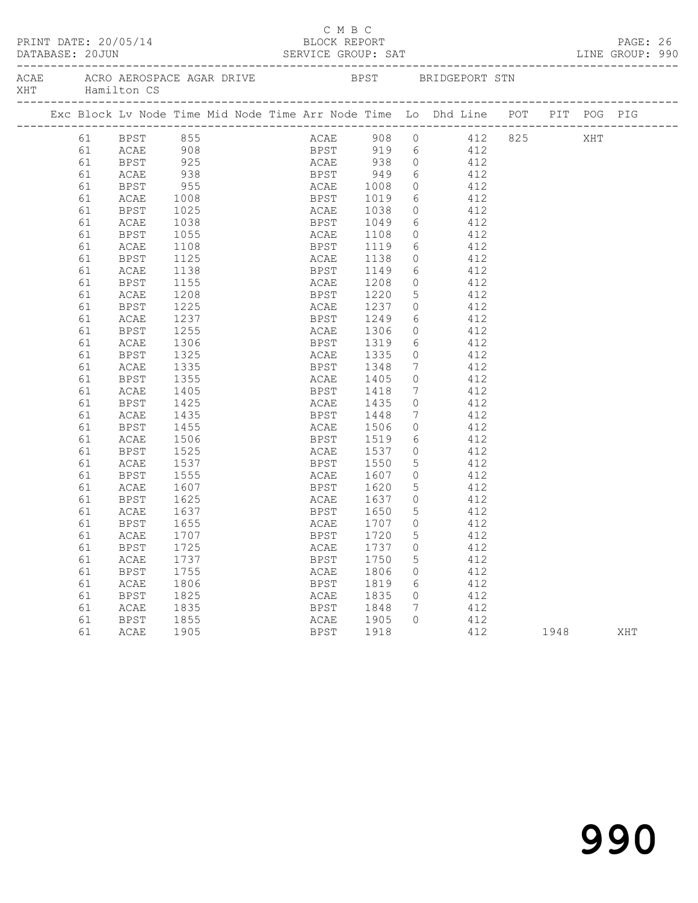C M B C

PRINT DATE: 20/05/14 BLOCK REPORT

DATABASE: 20JUN SERVICE GROUP: SAT LINE GROUP: 990

ACAE ACRO AEROSPACE AGAR DRIVE BPST BRIDGEPORT STN
XHT Hamilton CS

| Exc | Block | Lv Node | Time | Mid Node | Time | Arr Node | Time | Lo | Dhd Line | POT | PIT | POG | PIG |
|---|---|---|---|---|---|---|---|---|---|---|---|---|---|
| | 61 | BPST | 855 | | | ACAE | 908 | 0 | 412 | 825 | | XHT | |
| | 61 | ACAE | 908 | | | BPST | 919 | 6 | 412 | | | | |
| | 61 | BPST | 925 | | | ACAE | 938 | 0 | 412 | | | | |
| | 61 | ACAE | 938 | | | BPST | 949 | 6 | 412 | | | | |
| | 61 | BPST | 955 | | | ACAE | 1008 | 0 | 412 | | | | |
| | 61 | ACAE | 1008 | | | BPST | 1019 | 6 | 412 | | | | |
| | 61 | BPST | 1025 | | | ACAE | 1038 | 0 | 412 | | | | |
| | 61 | ACAE | 1038 | | | BPST | 1049 | 6 | 412 | | | | |
| | 61 | BPST | 1055 | | | ACAE | 1108 | 0 | 412 | | | | |
| | 61 | ACAE | 1108 | | | BPST | 1119 | 6 | 412 | | | | |
| | 61 | BPST | 1125 | | | ACAE | 1138 | 0 | 412 | | | | |
| | 61 | ACAE | 1138 | | | BPST | 1149 | 6 | 412 | | | | |
| | 61 | BPST | 1155 | | | ACAE | 1208 | 0 | 412 | | | | |
| | 61 | ACAE | 1208 | | | BPST | 1220 | 5 | 412 | | | | |
| | 61 | BPST | 1225 | | | ACAE | 1237 | 0 | 412 | | | | |
| | 61 | ACAE | 1237 | | | BPST | 1249 | 6 | 412 | | | | |
| | 61 | BPST | 1255 | | | ACAE | 1306 | 0 | 412 | | | | |
| | 61 | ACAE | 1306 | | | BPST | 1319 | 6 | 412 | | | | |
| | 61 | BPST | 1325 | | | ACAE | 1335 | 0 | 412 | | | | |
| | 61 | ACAE | 1335 | | | BPST | 1348 | 7 | 412 | | | | |
| | 61 | BPST | 1355 | | | ACAE | 1405 | 0 | 412 | | | | |
| | 61 | ACAE | 1405 | | | BPST | 1418 | 7 | 412 | | | | |
| | 61 | BPST | 1425 | | | ACAE | 1435 | 0 | 412 | | | | |
| | 61 | ACAE | 1435 | | | BPST | 1448 | 7 | 412 | | | | |
| | 61 | BPST | 1455 | | | ACAE | 1506 | 0 | 412 | | | | |
| | 61 | ACAE | 1506 | | | BPST | 1519 | 6 | 412 | | | | |
| | 61 | BPST | 1525 | | | ACAE | 1537 | 0 | 412 | | | | |
| | 61 | ACAE | 1537 | | | BPST | 1550 | 5 | 412 | | | | |
| | 61 | BPST | 1555 | | | ACAE | 1607 | 0 | 412 | | | | |
| | 61 | ACAE | 1607 | | | BPST | 1620 | 5 | 412 | | | | |
| | 61 | BPST | 1625 | | | ACAE | 1637 | 0 | 412 | | | | |
| | 61 | ACAE | 1637 | | | BPST | 1650 | 5 | 412 | | | | |
| | 61 | BPST | 1655 | | | ACAE | 1707 | 0 | 412 | | | | |
| | 61 | ACAE | 1707 | | | BPST | 1720 | 5 | 412 | | | | |
| | 61 | BPST | 1725 | | | ACAE | 1737 | 0 | 412 | | | | |
| | 61 | ACAE | 1737 | | | BPST | 1750 | 5 | 412 | | | | |
| | 61 | BPST | 1755 | | | ACAE | 1806 | 0 | 412 | | | | |
| | 61 | ACAE | 1806 | | | BPST | 1819 | 6 | 412 | | | | |
| | 61 | BPST | 1825 | | | ACAE | 1835 | 0 | 412 | | | | |
| | 61 | ACAE | 1835 | | | BPST | 1848 | 7 | 412 | | | | |
| | 61 | BPST | 1855 | | | ACAE | 1905 | 0 | 412 | | | | |
| | 61 | ACAE | 1905 | | | BPST | 1918 | | 412 | | 1948 | | XHT |

990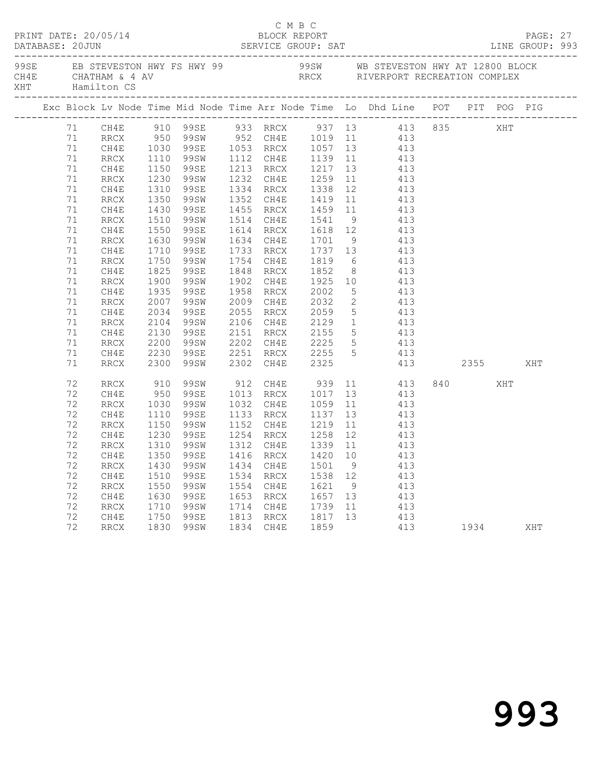C M B C

PRINT DATE: 20/05/14 BLOCK REPORT PAGE: 27
DATABASE: 20JUN SERVICE GROUP: SAT LINE GROUP: 993

99SE EB STEVESTON HWY FS HWY 99 99SW WB STEVESTON HWY AT 12800 BLOCK
CH4E CHATHAM & 4 AV RRCX RIVERPORT RECREATION COMPLEX
XHT Hamilton CS

| Exc | Block | Lv Node | Time | Mid Node | Time | Arr Node | Time | Lo | Dhd Line | POT | PIT | POG | PIG |
|---|---|---|---|---|---|---|---|---|---|---|---|---|---|
| | 71 | CH4E | 910 | 99SE | 933 | RRCX | 937 | 13 | 413 | 835 | | XHT | |
| | 71 | RRCX | 950 | 99SW | 952 | CH4E | 1019 | 11 | 413 | | | | |
| | 71 | CH4E | 1030 | 99SE | 1053 | RRCX | 1057 | 13 | 413 | | | | |
| | 71 | RRCX | 1110 | 99SW | 1112 | CH4E | 1139 | 11 | 413 | | | | |
| | 71 | CH4E | 1150 | 99SE | 1213 | RRCX | 1217 | 13 | 413 | | | | |
| | 71 | RRCX | 1230 | 99SW | 1232 | CH4E | 1259 | 11 | 413 | | | | |
| | 71 | CH4E | 1310 | 99SE | 1334 | RRCX | 1338 | 12 | 413 | | | | |
| | 71 | RRCX | 1350 | 99SW | 1352 | CH4E | 1419 | 11 | 413 | | | | |
| | 71 | CH4E | 1430 | 99SE | 1455 | RRCX | 1459 | 11 | 413 | | | | |
| | 71 | RRCX | 1510 | 99SW | 1514 | CH4E | 1541 | 9 | 413 | | | | |
| | 71 | CH4E | 1550 | 99SE | 1614 | RRCX | 1618 | 12 | 413 | | | | |
| | 71 | RRCX | 1630 | 99SW | 1634 | CH4E | 1701 | 9 | 413 | | | | |
| | 71 | CH4E | 1710 | 99SE | 1733 | RRCX | 1737 | 13 | 413 | | | | |
| | 71 | RRCX | 1750 | 99SW | 1754 | CH4E | 1819 | 6 | 413 | | | | |
| | 71 | CH4E | 1825 | 99SE | 1848 | RRCX | 1852 | 8 | 413 | | | | |
| | 71 | RRCX | 1900 | 99SW | 1902 | CH4E | 1925 | 10 | 413 | | | | |
| | 71 | CH4E | 1935 | 99SE | 1958 | RRCX | 2002 | 5 | 413 | | | | |
| | 71 | RRCX | 2007 | 99SW | 2009 | CH4E | 2032 | 2 | 413 | | | | |
| | 71 | CH4E | 2034 | 99SE | 2055 | RRCX | 2059 | 5 | 413 | | | | |
| | 71 | RRCX | 2104 | 99SW | 2106 | CH4E | 2129 | 1 | 413 | | | | |
| | 71 | CH4E | 2130 | 99SE | 2151 | RRCX | 2155 | 5 | 413 | | | | |
| | 71 | RRCX | 2200 | 99SW | 2202 | CH4E | 2225 | 5 | 413 | | | | |
| | 71 | CH4E | 2230 | 99SE | 2251 | RRCX | 2255 | 5 | 413 | | | | |
| | 71 | RRCX | 2300 | 99SW | 2302 | CH4E | 2325 | | 413 | | 2355 | | XHT |
| | 72 | RRCX | 910 | 99SW | 912 | CH4E | 939 | 11 | 413 | 840 | | XHT | |
| | 72 | CH4E | 950 | 99SE | 1013 | RRCX | 1017 | 13 | 413 | | | | |
| | 72 | RRCX | 1030 | 99SW | 1032 | CH4E | 1059 | 11 | 413 | | | | |
| | 72 | CH4E | 1110 | 99SE | 1133 | RRCX | 1137 | 13 | 413 | | | | |
| | 72 | RRCX | 1150 | 99SW | 1152 | CH4E | 1219 | 11 | 413 | | | | |
| | 72 | CH4E | 1230 | 99SE | 1254 | RRCX | 1258 | 12 | 413 | | | | |
| | 72 | RRCX | 1310 | 99SW | 1312 | CH4E | 1339 | 11 | 413 | | | | |
| | 72 | CH4E | 1350 | 99SE | 1416 | RRCX | 1420 | 10 | 413 | | | | |
| | 72 | RRCX | 1430 | 99SW | 1434 | CH4E | 1501 | 9 | 413 | | | | |
| | 72 | CH4E | 1510 | 99SE | 1534 | RRCX | 1538 | 12 | 413 | | | | |
| | 72 | RRCX | 1550 | 99SW | 1554 | CH4E | 1621 | 9 | 413 | | | | |
| | 72 | CH4E | 1630 | 99SE | 1653 | RRCX | 1657 | 13 | 413 | | | | |
| | 72 | RRCX | 1710 | 99SW | 1714 | CH4E | 1739 | 11 | 413 | | | | |
| | 72 | CH4E | 1750 | 99SE | 1813 | RRCX | 1817 | 13 | 413 | | | | |
| | 72 | RRCX | 1830 | 99SW | 1834 | CH4E | 1859 | | 413 | | 1934 | | XHT |

993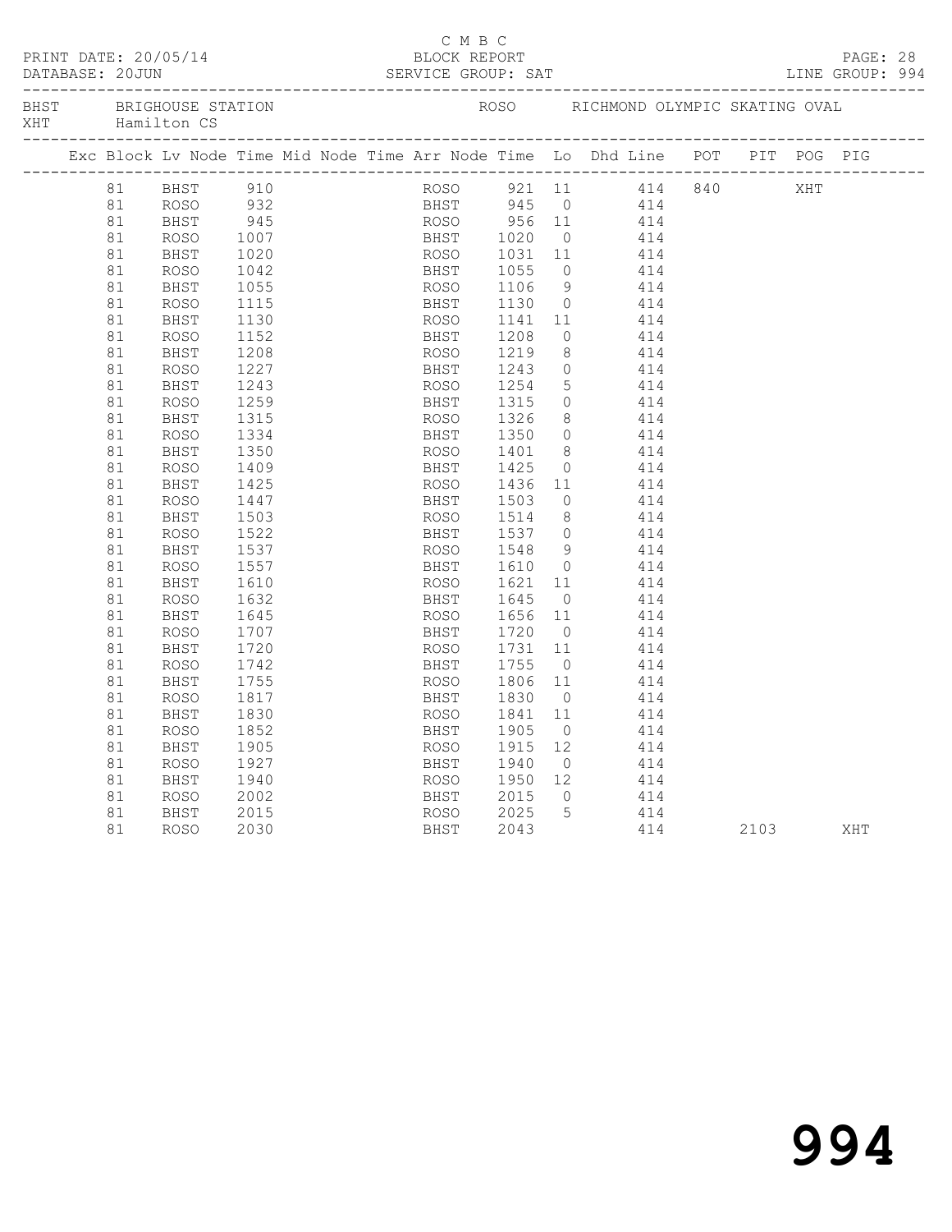C M B C

PRINT DATE: 20/05/14 BLOCK REPORT

DATABASE: 20JUN SERVICE GROUP: SAT LINE GROUP: 994

BHST BRIGHOUSE STATION ROSO RICHMOND OLYMPIC SKATING OVAL
XHT Hamilton CS

| Exc | Block | Lv | Node | Time | Mid Node | Time | Arr Node | Time | Lo | Dhd Line | POT | PIT | POG | PIG |
|---|---|---|---|---|---|---|---|---|---|---|---|---|---|---|
| | 81 | | BHST | 910 | | | ROSO | 921 | 11 | 414 | 840 | | XHT | |
| | 81 | | ROSO | 932 | | | BHST | 945 | 0 | 414 | | | | |
| | 81 | | BHST | 945 | | | ROSO | 956 | 11 | 414 | | | | |
| | 81 | | ROSO | 1007 | | | BHST | 1020 | 0 | 414 | | | | |
| | 81 | | BHST | 1020 | | | ROSO | 1031 | 11 | 414 | | | | |
| | 81 | | ROSO | 1042 | | | BHST | 1055 | 0 | 414 | | | | |
| | 81 | | BHST | 1055 | | | ROSO | 1106 | 9 | 414 | | | | |
| | 81 | | ROSO | 1115 | | | BHST | 1130 | 0 | 414 | | | | |
| | 81 | | BHST | 1130 | | | ROSO | 1141 | 11 | 414 | | | | |
| | 81 | | ROSO | 1152 | | | BHST | 1208 | 0 | 414 | | | | |
| | 81 | | BHST | 1208 | | | ROSO | 1219 | 8 | 414 | | | | |
| | 81 | | ROSO | 1227 | | | BHST | 1243 | 0 | 414 | | | | |
| | 81 | | BHST | 1243 | | | ROSO | 1254 | 5 | 414 | | | | |
| | 81 | | ROSO | 1259 | | | BHST | 1315 | 0 | 414 | | | | |
| | 81 | | BHST | 1315 | | | ROSO | 1326 | 8 | 414 | | | | |
| | 81 | | ROSO | 1334 | | | BHST | 1350 | 0 | 414 | | | | |
| | 81 | | BHST | 1350 | | | ROSO | 1401 | 8 | 414 | | | | |
| | 81 | | ROSO | 1409 | | | BHST | 1425 | 0 | 414 | | | | |
| | 81 | | BHST | 1425 | | | ROSO | 1436 | 11 | 414 | | | | |
| | 81 | | ROSO | 1447 | | | BHST | 1503 | 0 | 414 | | | | |
| | 81 | | BHST | 1503 | | | ROSO | 1514 | 8 | 414 | | | | |
| | 81 | | ROSO | 1522 | | | BHST | 1537 | 0 | 414 | | | | |
| | 81 | | BHST | 1537 | | | ROSO | 1548 | 9 | 414 | | | | |
| | 81 | | ROSO | 1557 | | | BHST | 1610 | 0 | 414 | | | | |
| | 81 | | BHST | 1610 | | | ROSO | 1621 | 11 | 414 | | | | |
| | 81 | | ROSO | 1632 | | | BHST | 1645 | 0 | 414 | | | | |
| | 81 | | BHST | 1645 | | | ROSO | 1656 | 11 | 414 | | | | |
| | 81 | | ROSO | 1707 | | | BHST | 1720 | 0 | 414 | | | | |
| | 81 | | BHST | 1720 | | | ROSO | 1731 | 11 | 414 | | | | |
| | 81 | | ROSO | 1742 | | | BHST | 1755 | 0 | 414 | | | | |
| | 81 | | BHST | 1755 | | | ROSO | 1806 | 11 | 414 | | | | |
| | 81 | | ROSO | 1817 | | | BHST | 1830 | 0 | 414 | | | | |
| | 81 | | BHST | 1830 | | | ROSO | 1841 | 11 | 414 | | | | |
| | 81 | | ROSO | 1852 | | | BHST | 1905 | 0 | 414 | | | | |
| | 81 | | BHST | 1905 | | | ROSO | 1915 | 12 | 414 | | | | |
| | 81 | | ROSO | 1927 | | | BHST | 1940 | 0 | 414 | | | | |
| | 81 | | BHST | 1940 | | | ROSO | 1950 | 12 | 414 | | | | |
| | 81 | | ROSO | 2002 | | | BHST | 2015 | 0 | 414 | | | | |
| | 81 | | BHST | 2015 | | | ROSO | 2025 | 5 | 414 | | | | |
| | 81 | | ROSO | 2030 | | | BHST | 2043 | | 414 | | 2103 | | XHT |

994